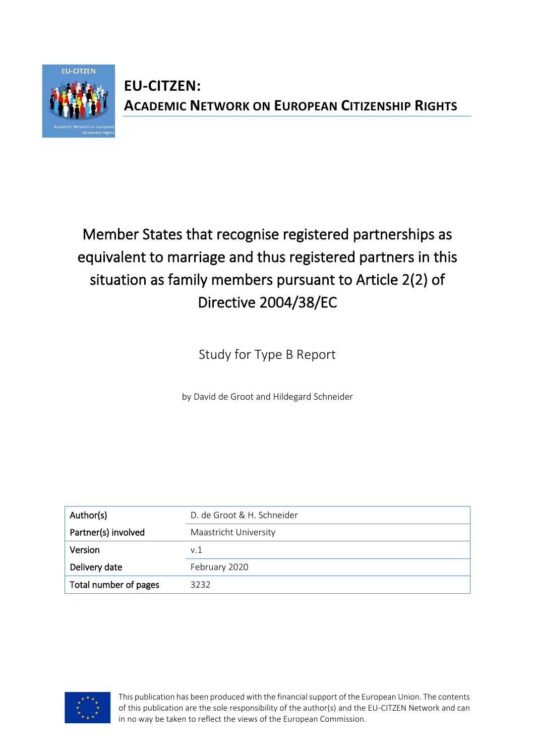**EU-CITZEN:**
**ACADEMIC NETWORK ON EUROPEAN CITIZENSHIP RIGHTS**

# Member States that recognise registered partnerships as equivalent to marriage and thus registered partners in this situation as family members pursuant to Article 2(2) of Directive 2004/38/EC

Study for Type B Report

by David de Groot and Hildegard Schneider

| Author(s) | D. de Groot & H. Schneider |
|---|---|
| Partner(s) involved | Maastricht University |
| Version | v.1 |
| Delivery date | February 2020 |
| Total number of pages | 3232 |

This publication has been produced with the financial support of the European Union. The contents of this publication are the sole responsibility of the author(s) and the EU-CITZEN Network and can in no way be taken to reflect the views of the European Commission.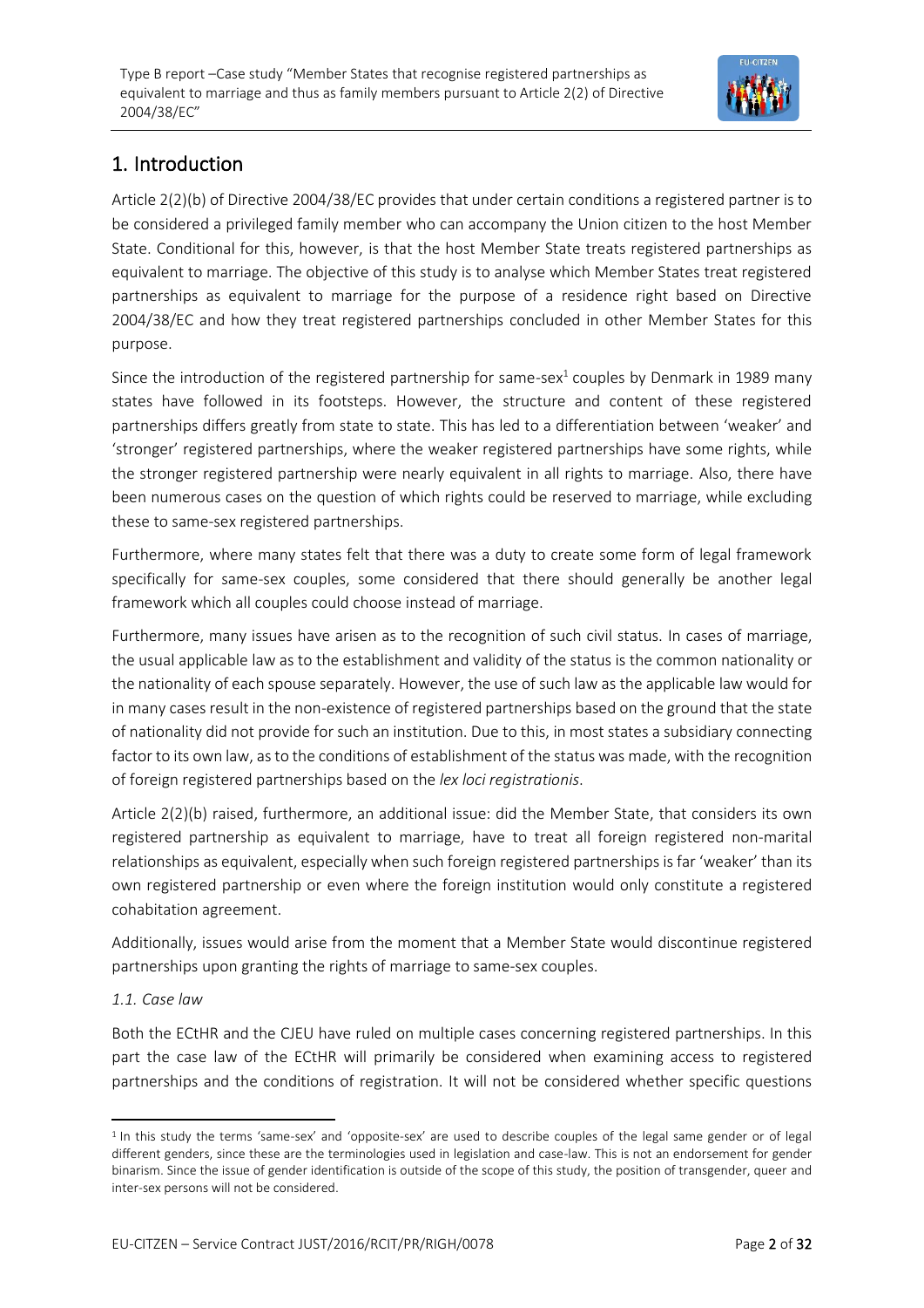## 1. Introduction

Article 2(2)(b) of Directive 2004/38/EC provides that under certain conditions a registered partner is to be considered a privileged family member who can accompany the Union citizen to the host Member State. Conditional for this, however, is that the host Member State treats registered partnerships as equivalent to marriage. The objective of this study is to analyse which Member States treat registered partnerships as equivalent to marriage for the purpose of a residence right based on Directive 2004/38/EC and how they treat registered partnerships concluded in other Member States for this purpose.

Since the introduction of the registered partnership for same-sex[1] couples by Denmark in 1989 many states have followed in its footsteps. However, the structure and content of these registered partnerships differs greatly from state to state. This has led to a differentiation between 'weaker' and 'stronger' registered partnerships, where the weaker registered partnerships have some rights, while the stronger registered partnership were nearly equivalent in all rights to marriage. Also, there have been numerous cases on the question of which rights could be reserved to marriage, while excluding these to same-sex registered partnerships.

Furthermore, where many states felt that there was a duty to create some form of legal framework specifically for same-sex couples, some considered that there should generally be another legal framework which all couples could choose instead of marriage.

Furthermore, many issues have arisen as to the recognition of such civil status. In cases of marriage, the usual applicable law as to the establishment and validity of the status is the common nationality or the nationality of each spouse separately. However, the use of such law as the applicable law would for in many cases result in the non-existence of registered partnerships based on the ground that the state of nationality did not provide for such an institution. Due to this, in most states a subsidiary connecting factor to its own law, as to the conditions of establishment of the status was made, with the recognition of foreign registered partnerships based on the *lex loci registrationis*.

Article 2(2)(b) raised, furthermore, an additional issue: did the Member State, that considers its own registered partnership as equivalent to marriage, have to treat all foreign registered non-marital relationships as equivalent, especially when such foreign registered partnerships is far 'weaker' than its own registered partnership or even where the foreign institution would only constitute a registered cohabitation agreement.

Additionally, issues would arise from the moment that a Member State would discontinue registered partnerships upon granting the rights of marriage to same-sex couples.

### *1.1. Case law*

Both the ECtHR and the CJEU have ruled on multiple cases concerning registered partnerships. In this part the case law of the ECtHR will primarily be considered when examining access to registered partnerships and the conditions of registration. It will not be considered whether specific questions

[1] In this study the terms 'same-sex' and 'opposite-sex' are used to describe couples of the legal same gender or of legal different genders, since these are the terminologies used in legislation and case-law. This is not an endorsement for gender binarism. Since the issue of gender identification is outside of the scope of this study, the position of transgender, queer and inter-sex persons will not be considered.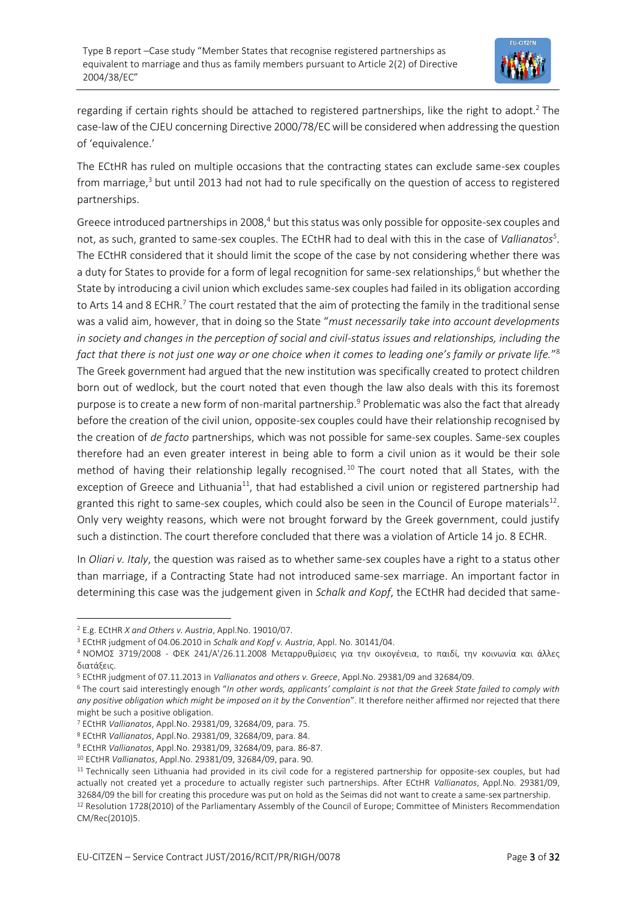regarding if certain rights should be attached to registered partnerships, like the right to adopt.[2] The case-law of the CJEU concerning Directive 2000/78/EC will be considered when addressing the question of 'equivalence.'

The ECtHR has ruled on multiple occasions that the contracting states can exclude same-sex couples from marriage,[3] but until 2013 had not had to rule specifically on the question of access to registered partnerships.

Greece introduced partnerships in 2008,[4] but this status was only possible for opposite-sex couples and not, as such, granted to same-sex couples. The ECtHR had to deal with this in the case of *Vallianatos*[5]. The ECtHR considered that it should limit the scope of the case by not considering whether there was a duty for States to provide for a form of legal recognition for same-sex relationships,[6] but whether the State by introducing a civil union which excludes same-sex couples had failed in its obligation according to Arts 14 and 8 ECHR.[7] The court restated that the aim of protecting the family in the traditional sense was a valid aim, however, that in doing so the State "*must necessarily take into account developments in society and changes in the perception of social and civil-status issues and relationships, including the fact that there is not just one way or one choice when it comes to leading one's family or private life.*"[8] The Greek government had argued that the new institution was specifically created to protect children born out of wedlock, but the court noted that even though the law also deals with this its foremost purpose is to create a new form of non-marital partnership.[9] Problematic was also the fact that already before the creation of the civil union, opposite-sex couples could have their relationship recognised by the creation of *de facto* partnerships, which was not possible for same-sex couples. Same-sex couples therefore had an even greater interest in being able to form a civil union as it would be their sole method of having their relationship legally recognised.[10] The court noted that all States, with the exception of Greece and Lithuania[11], that had established a civil union or registered partnership had granted this right to same-sex couples, which could also be seen in the Council of Europe materials[12]. Only very weighty reasons, which were not brought forward by the Greek government, could justify such a distinction. The court therefore concluded that there was a violation of Article 14 jo. 8 ECHR.

In *Oliari v. Italy*, the question was raised as to whether same-sex couples have a right to a status other than marriage, if a Contracting State had not introduced same-sex marriage. An important factor in determining this case was the judgement given in *Schalk and Kopf*, the ECtHR had decided that same-

---

[2] E.g. ECtHR *X and Others v. Austria*, Appl.No. 19010/07.

[3] ECtHR judgment of 04.06.2010 in *Schalk and Kopf v. Austria*, Appl. No. 30141/04.

[4] ΝΟΜΟΣ 3719/2008 - ΦΕΚ 241/Α'/26.11.2008 Μεταρρυθμίσεις για την οικογένεια, το παιδί, την κοινωνία και άλλες διατάξεις.

[5] ECtHR judgment of 07.11.2013 in *Vallianatos and others v. Greece*, Appl.No. 29381/09 and 32684/09.

[6] The court said interestingly enough "*In other words, applicants' complaint is not that the Greek State failed to comply with any positive obligation which might be imposed on it by the Convention*". It therefore neither affirmed nor rejected that there might be such a positive obligation.

[7] ECtHR *Vallianatos*, Appl.No. 29381/09, 32684/09, para. 75.

[8] ECtHR *Vallianatos*, Appl.No. 29381/09, 32684/09, para. 84.

[9] ECtHR *Vallianatos*, Appl.No. 29381/09, 32684/09, para. 86-87.

[10] ECtHR *Vallianatos*, Appl.No. 29381/09, 32684/09, para. 90.

[11] Technically seen Lithuania had provided in its civil code for a registered partnership for opposite-sex couples, but had actually not created yet a procedure to actually register such partnerships. After ECtHR *Vallianatos*, Appl.No. 29381/09, 32684/09 the bill for creating this procedure was put on hold as the Seimas did not want to create a same-sex partnership.

[12] Resolution 1728(2010) of the Parliamentary Assembly of the Council of Europe; Committee of Ministers Recommendation CM/Rec(2010)5.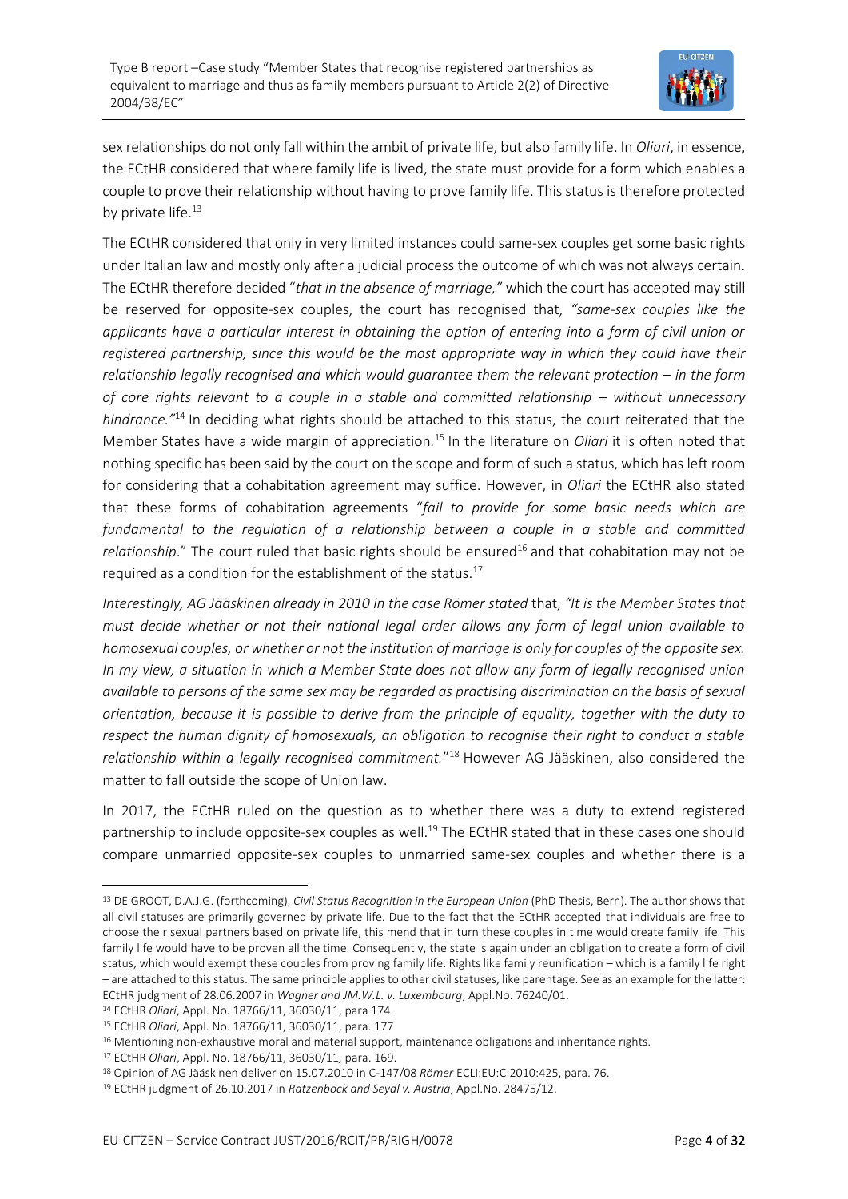sex relationships do not only fall within the ambit of private life, but also family life. In *Oliari*, in essence, the ECtHR considered that where family life is lived, the state must provide for a form which enables a couple to prove their relationship without having to prove family life. This status is therefore protected by private life.[13]

The ECtHR considered that only in very limited instances could same-sex couples get some basic rights under Italian law and mostly only after a judicial process the outcome of which was not always certain. The ECtHR therefore decided "*that in the absence of marriage,"* which the court has accepted may still be reserved for opposite-sex couples, the court has recognised that, *"same-sex couples like the applicants have a particular interest in obtaining the option of entering into a form of civil union or registered partnership, since this would be the most appropriate way in which they could have their relationship legally recognised and which would guarantee them the relevant protection – in the form of core rights relevant to a couple in a stable and committed relationship – without unnecessary hindrance."*[14] In deciding what rights should be attached to this status, the court reiterated that the Member States have a wide margin of appreciation.[15] In the literature on *Oliari* it is often noted that nothing specific has been said by the court on the scope and form of such a status, which has left room for considering that a cohabitation agreement may suffice. However, in *Oliari* the ECtHR also stated that these forms of cohabitation agreements "*fail to provide for some basic needs which are fundamental to the regulation of a relationship between a couple in a stable and committed relationship*." The court ruled that basic rights should be ensured[16] and that cohabitation may not be required as a condition for the establishment of the status.[17]

*Interestingly, AG Jääskinen already in 2010 in the case Römer stated* that, *"It is the Member States that must decide whether or not their national legal order allows any form of legal union available to homosexual couples, or whether or not the institution of marriage is only for couples of the opposite sex. In my view, a situation in which a Member State does not allow any form of legally recognised union available to persons of the same sex may be regarded as practising discrimination on the basis of sexual orientation, because it is possible to derive from the principle of equality, together with the duty to respect the human dignity of homosexuals, an obligation to recognise their right to conduct a stable relationship within a legally recognised commitment.*"[18] However AG Jääskinen, also considered the matter to fall outside the scope of Union law.

In 2017, the ECtHR ruled on the question as to whether there was a duty to extend registered partnership to include opposite-sex couples as well.[19] The ECtHR stated that in these cases one should compare unmarried opposite-sex couples to unmarried same-sex couples and whether there is a

---

[13] DE GROOT, D.A.J.G. (forthcoming), *Civil Status Recognition in the European Union* (PhD Thesis, Bern). The author shows that all civil statuses are primarily governed by private life. Due to the fact that the ECtHR accepted that individuals are free to choose their sexual partners based on private life, this mend that in turn these couples in time would create family life. This family life would have to be proven all the time. Consequently, the state is again under an obligation to create a form of civil status, which would exempt these couples from proving family life. Rights like family reunification – which is a family life right – are attached to this status. The same principle applies to other civil statuses, like parentage. See as an example for the latter: ECtHR judgment of 28.06.2007 in *Wagner and JM.W.L. v. Luxembourg*, Appl.No. 76240/01.

[14] ECtHR *Oliari*, Appl. No. 18766/11, 36030/11, para 174.

[15] ECtHR *Oliari*, Appl. No. 18766/11, 36030/11, para. 177

[16] Mentioning non-exhaustive moral and material support, maintenance obligations and inheritance rights.

[17] ECtHR *Oliari*, Appl. No. 18766/11, 36030/11, para. 169.

[18] Opinion of AG Jääskinen deliver on 15.07.2010 in C-147/08 *Römer* ECLI:EU:C:2010:425, para. 76.

[19] ECtHR judgment of 26.10.2017 in *Ratzenböck and Seydl v. Austria*, Appl.No. 28475/12.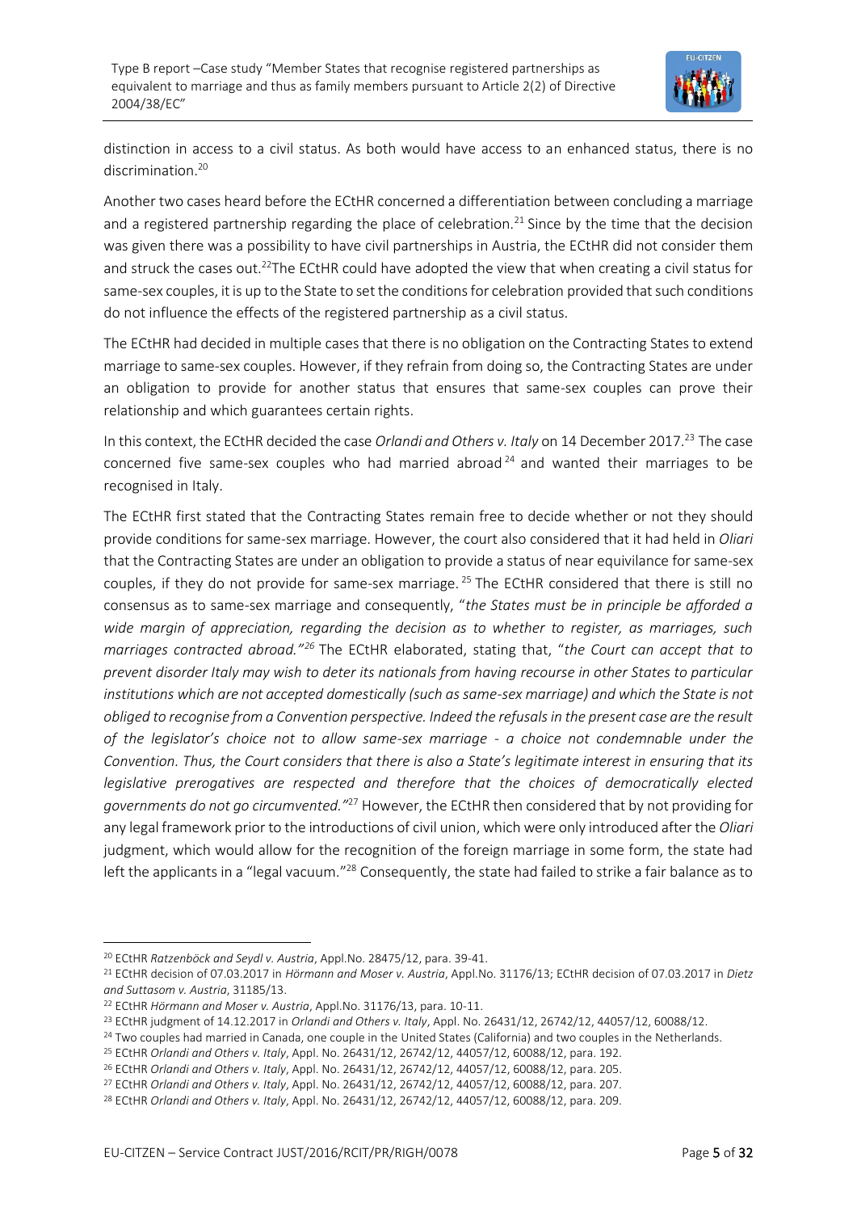distinction in access to a civil status. As both would have access to an enhanced status, there is no discrimination.[20]

Another two cases heard before the ECtHR concerned a differentiation between concluding a marriage and a registered partnership regarding the place of celebration.[21] Since by the time that the decision was given there was a possibility to have civil partnerships in Austria, the ECtHR did not consider them and struck the cases out.[22]The ECtHR could have adopted the view that when creating a civil status for same-sex couples, it is up to the State to set the conditions for celebration provided that such conditions do not influence the effects of the registered partnership as a civil status.

The ECtHR had decided in multiple cases that there is no obligation on the Contracting States to extend marriage to same-sex couples. However, if they refrain from doing so, the Contracting States are under an obligation to provide for another status that ensures that same-sex couples can prove their relationship and which guarantees certain rights.

In this context, the ECtHR decided the case *Orlandi and Others v. Italy* on 14 December 2017.[23] The case concerned five same-sex couples who had married abroad[24] and wanted their marriages to be recognised in Italy.

The ECtHR first stated that the Contracting States remain free to decide whether or not they should provide conditions for same-sex marriage. However, the court also considered that it had held in *Oliari* that the Contracting States are under an obligation to provide a status of near equivilance for same-sex couples, if they do not provide for same-sex marriage.[25] The ECtHR considered that there is still no consensus as to same-sex marriage and consequently, "*the States must be in principle be afforded a wide margin of appreciation, regarding the decision as to whether to register, as marriages, such marriages contracted abroad."[26]* The ECtHR elaborated, stating that, "*the Court can accept that to prevent disorder Italy may wish to deter its nationals from having recourse in other States to particular institutions which are not accepted domestically (such as same-sex marriage) and which the State is not obliged to recognise from a Convention perspective. Indeed the refusals in the present case are the result of the legislator's choice not to allow same-sex marriage - a choice not condemnable under the Convention. Thus, the Court considers that there is also a State's legitimate interest in ensuring that its legislative prerogatives are respected and therefore that the choices of democratically elected governments do not go circumvented."*[27] However, the ECtHR then considered that by not providing for any legal framework prior to the introductions of civil union, which were only introduced after the *Oliari* judgment, which would allow for the recognition of the foreign marriage in some form, the state had left the applicants in a "legal vacuum."[28] Consequently, the state had failed to strike a fair balance as to

---

[20] ECtHR *Ratzenböck and Seydl v. Austria*, Appl.No. 28475/12, para. 39-41.

[21] ECtHR decision of 07.03.2017 in *Hörmann and Moser v. Austria*, Appl.No. 31176/13; ECtHR decision of 07.03.2017 in *Dietz and Suttasom v. Austria*, 31185/13.

[22] ECtHR *Hörmann and Moser v. Austria*, Appl.No. 31176/13, para. 10-11.

[23] ECtHR judgment of 14.12.2017 in *Orlandi and Others v. Italy*, Appl. No. 26431/12, 26742/12, 44057/12, 60088/12.

[24] Two couples had married in Canada, one couple in the United States (California) and two couples in the Netherlands.

[25] ECtHR *Orlandi and Others v. Italy*, Appl. No. 26431/12, 26742/12, 44057/12, 60088/12, para. 192.

[26] ECtHR *Orlandi and Others v. Italy*, Appl. No. 26431/12, 26742/12, 44057/12, 60088/12, para. 205.

[27] ECtHR *Orlandi and Others v. Italy*, Appl. No. 26431/12, 26742/12, 44057/12, 60088/12, para. 207.

[28] ECtHR *Orlandi and Others v. Italy*, Appl. No. 26431/12, 26742/12, 44057/12, 60088/12, para. 209.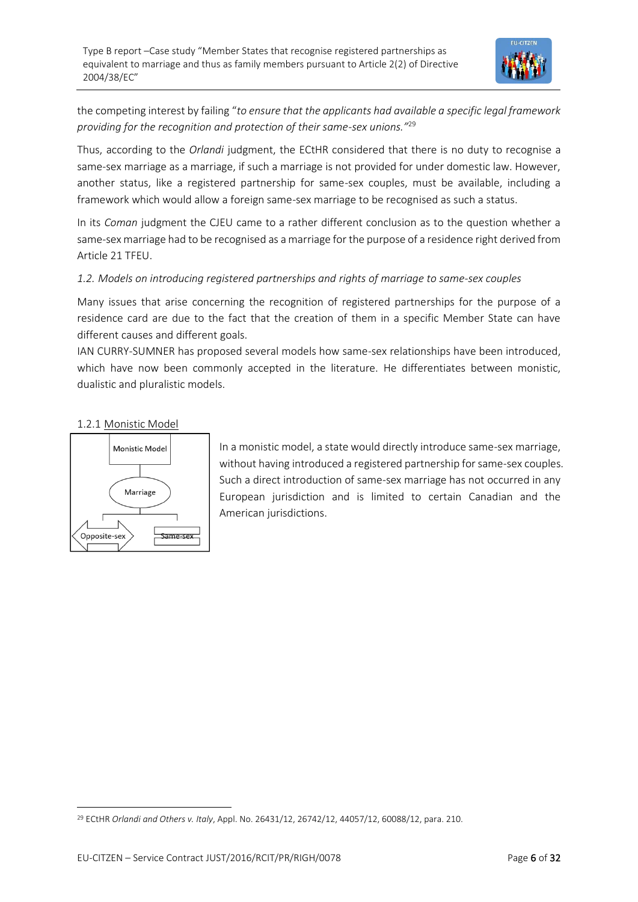the competing interest by failing "*to ensure that the applicants had available a specific legal framework providing for the recognition and protection of their same-sex unions.*"[29]

Thus, according to the *Orlandi* judgment, the ECtHR considered that there is no duty to recognise a same-sex marriage as a marriage, if such a marriage is not provided for under domestic law. However, another status, like a registered partnership for same-sex couples, must be available, including a framework which would allow a foreign same-sex marriage to be recognised as such a status.

In its *Coman* judgment the CJEU came to a rather different conclusion as to the question whether a same-sex marriage had to be recognised as a marriage for the purpose of a residence right derived from Article 21 TFEU.

### *1.2. Models on introducing registered partnerships and rights of marriage to same-sex couples*

Many issues that arise concerning the recognition of registered partnerships for the purpose of a residence card are due to the fact that the creation of them in a specific Member State can have different causes and different goals.

IAN CURRY-SUMNER has proposed several models how same-sex relationships have been introduced, which have now been commonly accepted in the literature. He differentiates between monistic, dualistic and pluralistic models.

#### 1.2.1 Monistic Model

Monistic Model

Marriage

Opposite-sex

Same-sex

In a monistic model, a state would directly introduce same-sex marriage, without having introduced a registered partnership for same-sex couples. Such a direct introduction of same-sex marriage has not occurred in any European jurisdiction and is limited to certain Canadian and the American jurisdictions.

---

[29] ECtHR *Orlandi and Others v. Italy*, Appl. No. 26431/12, 26742/12, 44057/12, 60088/12, para. 210.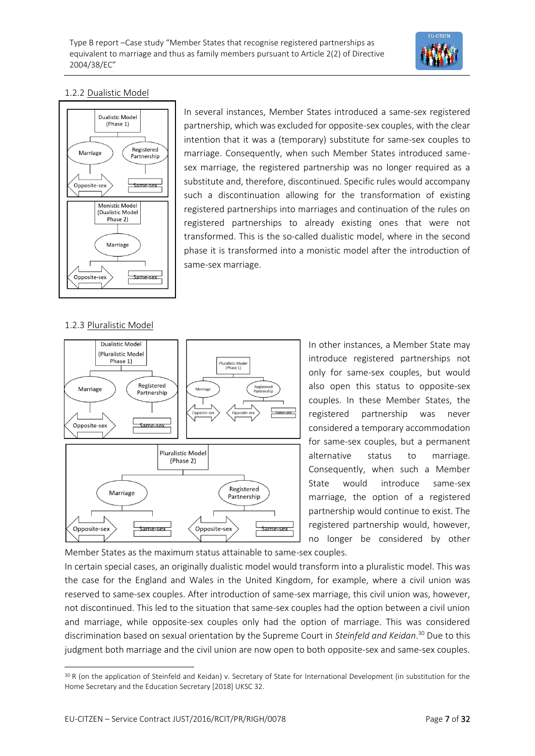### 1.2.2 Dualistic Model

In several instances, Member States introduced a same-sex registered partnership, which was excluded for opposite-sex couples, with the clear intention that it was a (temporary) substitute for same-sex couples to marriage. Consequently, when such Member States introduced same-sex marriage, the registered partnership was no longer required as a substitute and, therefore, discontinued. Specific rules would accompany such a discontinuation allowing for the transformation of existing registered partnerships into marriages and continuation of the rules on registered partnerships to already existing ones that were not transformed. This is the so-called dualistic model, where in the second phase it is transformed into a monistic model after the introduction of same-sex marriage.

### 1.2.3 Pluralistic Model

In other instances, a Member State may introduce registered partnerships not only for same-sex couples, but would also open this status to opposite-sex couples. In these Member States, the registered partnership was never considered a temporary accommodation for same-sex couples, but a permanent alternative status to marriage. Consequently, when such a Member State would introduce same-sex marriage, the option of a registered partnership would continue to exist. The registered partnership would, however, no longer be considered by other Member States as the maximum status attainable to same-sex couples.

In certain special cases, an originally dualistic model would transform into a pluralistic model. This was the case for the England and Wales in the United Kingdom, for example, where a civil union was reserved to same-sex couples. After introduction of same-sex marriage, this civil union was, however, not discontinued. This led to the situation that same-sex couples had the option between a civil union and marriage, while opposite-sex couples only had the option of marriage. This was considered discrimination based on sexual orientation by the Supreme Court in *Steinfeld and Keidan*.[30] Due to this judgment both marriage and the civil union are now open to both opposite-sex and same-sex couples.

[30] R (on the application of Steinfeld and Keidan) v. Secretary of State for International Development (in substitution for the Home Secretary and the Education Secretary [2018] UKSC 32.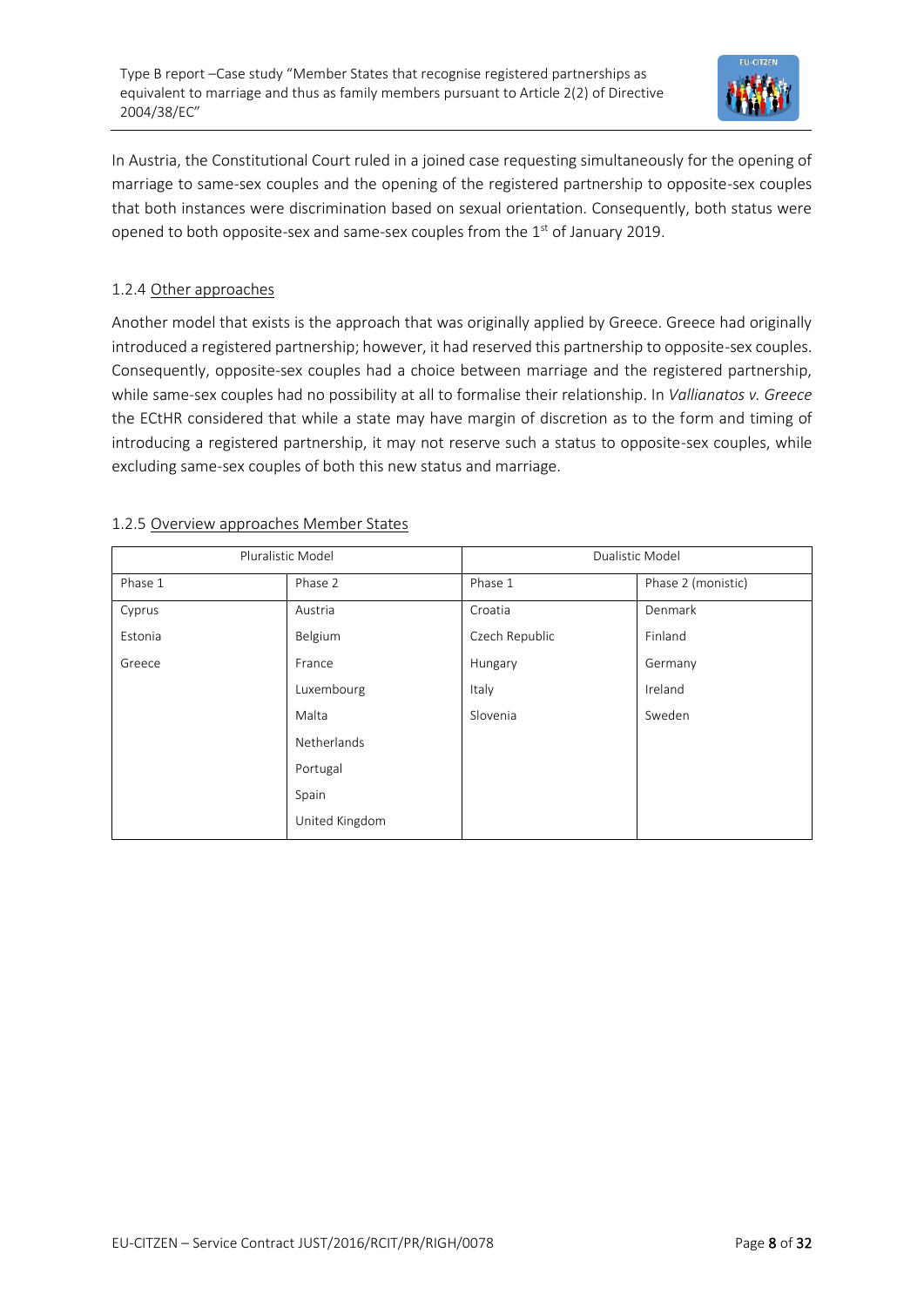In Austria, the Constitutional Court ruled in a joined case requesting simultaneously for the opening of marriage to same-sex couples and the opening of the registered partnership to opposite-sex couples that both instances were discrimination based on sexual orientation. Consequently, both status were opened to both opposite-sex and same-sex couples from the 1st of January 2019.

### 1.2.4 Other approaches

Another model that exists is the approach that was originally applied by Greece. Greece had originally introduced a registered partnership; however, it had reserved this partnership to opposite-sex couples. Consequently, opposite-sex couples had a choice between marriage and the registered partnership, while same-sex couples had no possibility at all to formalise their relationship. In *Vallianatos v. Greece* the ECtHR considered that while a state may have margin of discretion as to the form and timing of introducing a registered partnership, it may not reserve such a status to opposite-sex couples, while excluding same-sex couples of both this new status and marriage.

### 1.2.5 Overview approaches Member States

| Pluralistic Model | | Dualistic Model | |
|---|---|---|---|
| Phase 1 | Phase 2 | Phase 1 | Phase 2 (monistic) |
| Cyprus | Austria | Croatia | Denmark |
| Estonia | Belgium | Czech Republic | Finland |
| Greece | France | Hungary | Germany |
| | Luxembourg | Italy | Ireland |
| | Malta | Slovenia | Sweden |
| | Netherlands | | |
| | Portugal | | |
| | Spain | | |
| | United Kingdom | | |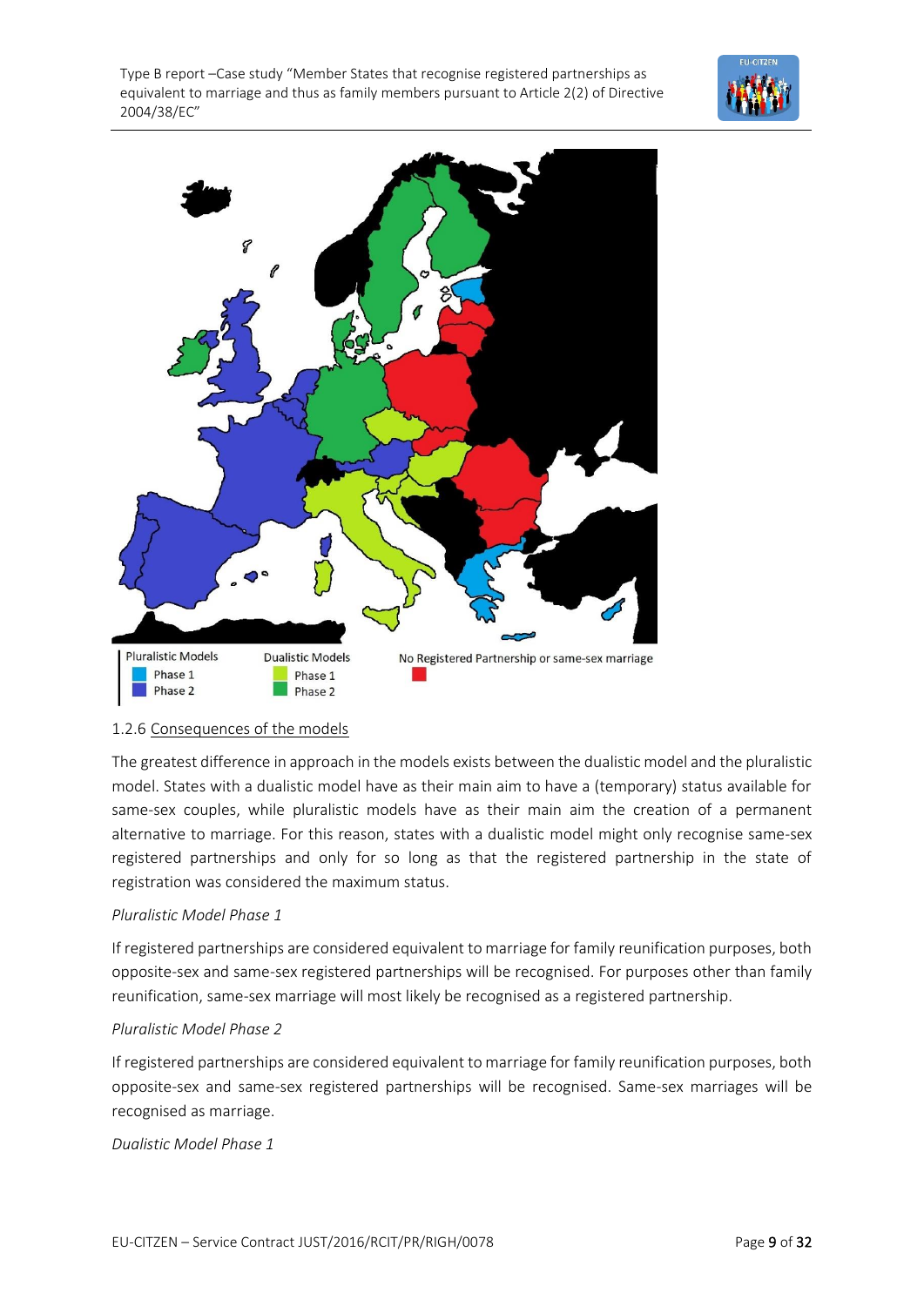Pluralistic Models
Phase 1
Phase 2

Dualistic Models
Phase 1
Phase 2

No Registered Partnership or same-sex marriage

### 1.2.6 Consequences of the models

The greatest difference in approach in the models exists between the dualistic model and the pluralistic model. States with a dualistic model have as their main aim to have a (temporary) status available for same-sex couples, while pluralistic models have as their main aim the creation of a permanent alternative to marriage. For this reason, states with a dualistic model might only recognise same-sex registered partnerships and only for so long as that the registered partnership in the state of registration was considered the maximum status.

*Pluralistic Model Phase 1*

If registered partnerships are considered equivalent to marriage for family reunification purposes, both opposite-sex and same-sex registered partnerships will be recognised. For purposes other than family reunification, same-sex marriage will most likely be recognised as a registered partnership.

*Pluralistic Model Phase 2*

If registered partnerships are considered equivalent to marriage for family reunification purposes, both opposite-sex and same-sex registered partnerships will be recognised. Same-sex marriages will be recognised as marriage.

*Dualistic Model Phase 1*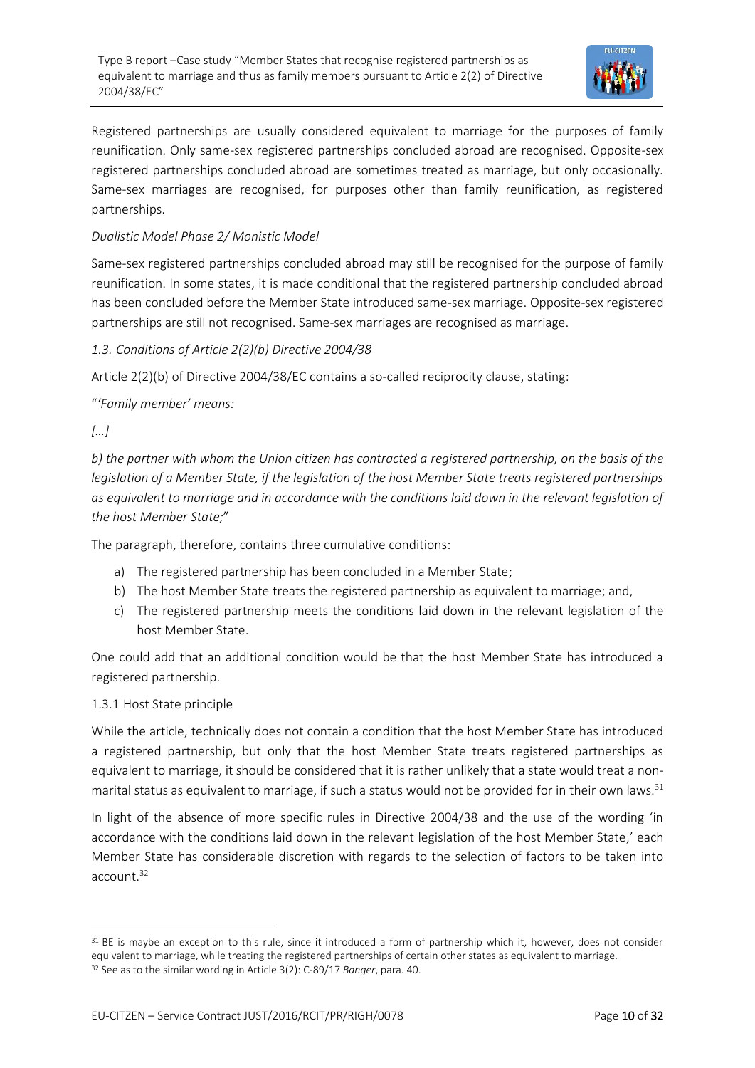Registered partnerships are usually considered equivalent to marriage for the purposes of family reunification. Only same-sex registered partnerships concluded abroad are recognised. Opposite-sex registered partnerships concluded abroad are sometimes treated as marriage, but only occasionally. Same-sex marriages are recognised, for purposes other than family reunification, as registered partnerships.

*Dualistic Model Phase 2/ Monistic Model*

Same-sex registered partnerships concluded abroad may still be recognised for the purpose of family reunification. In some states, it is made conditional that the registered partnership concluded abroad has been concluded before the Member State introduced same-sex marriage. Opposite-sex registered partnerships are still not recognised. Same-sex marriages are recognised as marriage.

### *1.3. Conditions of Article 2(2)(b) Directive 2004/38*

Article 2(2)(b) of Directive 2004/38/EC contains a so-called reciprocity clause, stating:

"*'Family member' means:*

*[…]*

*b) the partner with whom the Union citizen has contracted a registered partnership, on the basis of the legislation of a Member State, if the legislation of the host Member State treats registered partnerships as equivalent to marriage and in accordance with the conditions laid down in the relevant legislation of the host Member State;*"

The paragraph, therefore, contains three cumulative conditions:

a) The registered partnership has been concluded in a Member State;
b) The host Member State treats the registered partnership as equivalent to marriage; and,
c) The registered partnership meets the conditions laid down in the relevant legislation of the host Member State.

One could add that an additional condition would be that the host Member State has introduced a registered partnership.

#### 1.3.1 Host State principle

While the article, technically does not contain a condition that the host Member State has introduced a registered partnership, but only that the host Member State treats registered partnerships as equivalent to marriage, it should be considered that it is rather unlikely that a state would treat a non-marital status as equivalent to marriage, if such a status would not be provided for in their own laws.[31]

In light of the absence of more specific rules in Directive 2004/38 and the use of the wording 'in accordance with the conditions laid down in the relevant legislation of the host Member State,' each Member State has considerable discretion with regards to the selection of factors to be taken into account.[32]

---

[31] BE is maybe an exception to this rule, since it introduced a form of partnership which it, however, does not consider equivalent to marriage, while treating the registered partnerships of certain other states as equivalent to marriage.

[32] See as to the similar wording in Article 3(2): C-89/17 *Banger*, para. 40.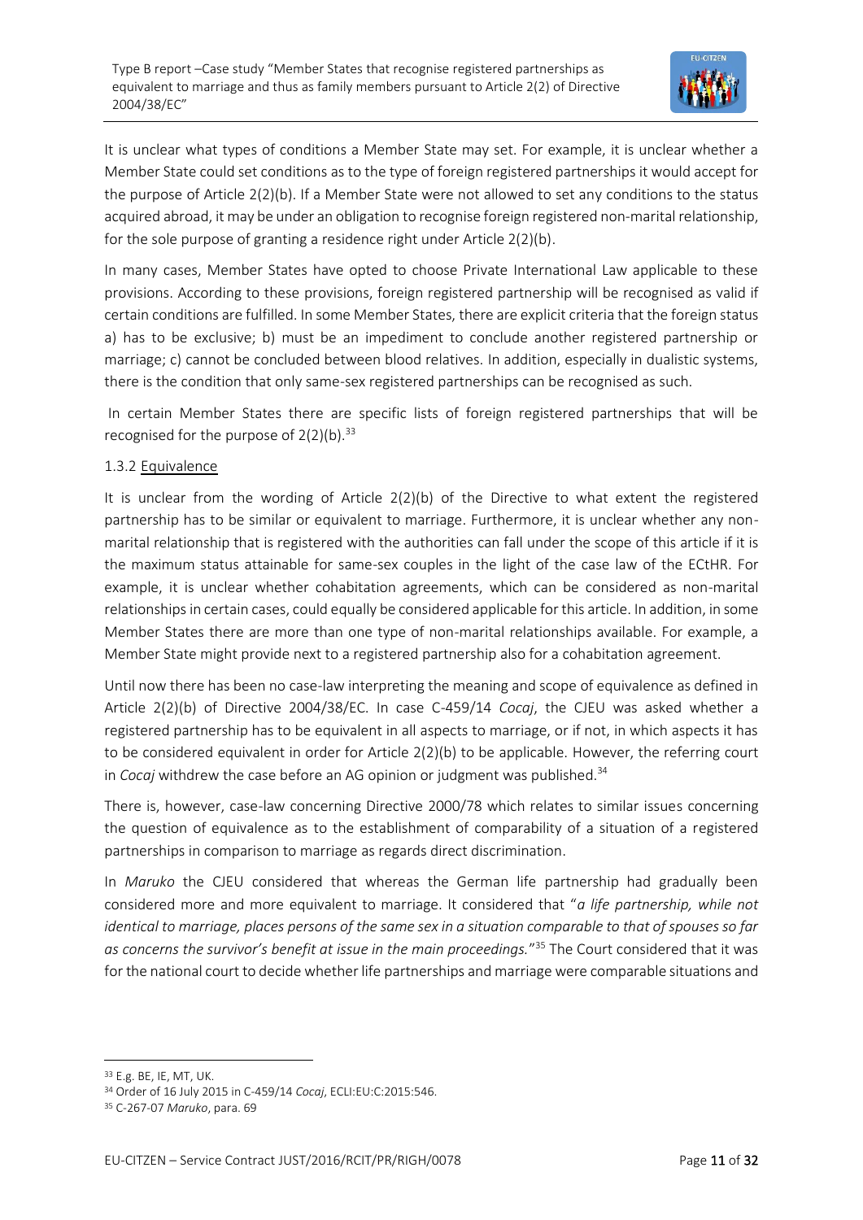It is unclear what types of conditions a Member State may set. For example, it is unclear whether a Member State could set conditions as to the type of foreign registered partnerships it would accept for the purpose of Article 2(2)(b). If a Member State were not allowed to set any conditions to the status acquired abroad, it may be under an obligation to recognise foreign registered non-marital relationship, for the sole purpose of granting a residence right under Article 2(2)(b).

In many cases, Member States have opted to choose Private International Law applicable to these provisions. According to these provisions, foreign registered partnership will be recognised as valid if certain conditions are fulfilled. In some Member States, there are explicit criteria that the foreign status a) has to be exclusive; b) must be an impediment to conclude another registered partnership or marriage; c) cannot be concluded between blood relatives. In addition, especially in dualistic systems, there is the condition that only same-sex registered partnerships can be recognised as such.

In certain Member States there are specific lists of foreign registered partnerships that will be recognised for the purpose of 2(2)(b).[33]

### 1.3.2 Equivalence

It is unclear from the wording of Article 2(2)(b) of the Directive to what extent the registered partnership has to be similar or equivalent to marriage. Furthermore, it is unclear whether any non-marital relationship that is registered with the authorities can fall under the scope of this article if it is the maximum status attainable for same-sex couples in the light of the case law of the ECtHR. For example, it is unclear whether cohabitation agreements, which can be considered as non-marital relationships in certain cases, could equally be considered applicable for this article. In addition, in some Member States there are more than one type of non-marital relationships available. For example, a Member State might provide next to a registered partnership also for a cohabitation agreement.

Until now there has been no case-law interpreting the meaning and scope of equivalence as defined in Article 2(2)(b) of Directive 2004/38/EC. In case C-459/14 *Cocaj*, the CJEU was asked whether a registered partnership has to be equivalent in all aspects to marriage, or if not, in which aspects it has to be considered equivalent in order for Article 2(2)(b) to be applicable. However, the referring court in *Cocaj* withdrew the case before an AG opinion or judgment was published.[34]

There is, however, case-law concerning Directive 2000/78 which relates to similar issues concerning the question of equivalence as to the establishment of comparability of a situation of a registered partnerships in comparison to marriage as regards direct discrimination.

In *Maruko* the CJEU considered that whereas the German life partnership had gradually been considered more and more equivalent to marriage. It considered that "*a life partnership, while not identical to marriage, places persons of the same sex in a situation comparable to that of spouses so far as concerns the survivor's benefit at issue in the main proceedings.*"[35] The Court considered that it was for the national court to decide whether life partnerships and marriage were comparable situations and

---

[33] E.g. BE, IE, MT, UK.

[34] Order of 16 July 2015 in C-459/14 *Cocaj*, ECLI:EU:C:2015:546.

[35] C-267-07 *Maruko*, para. 69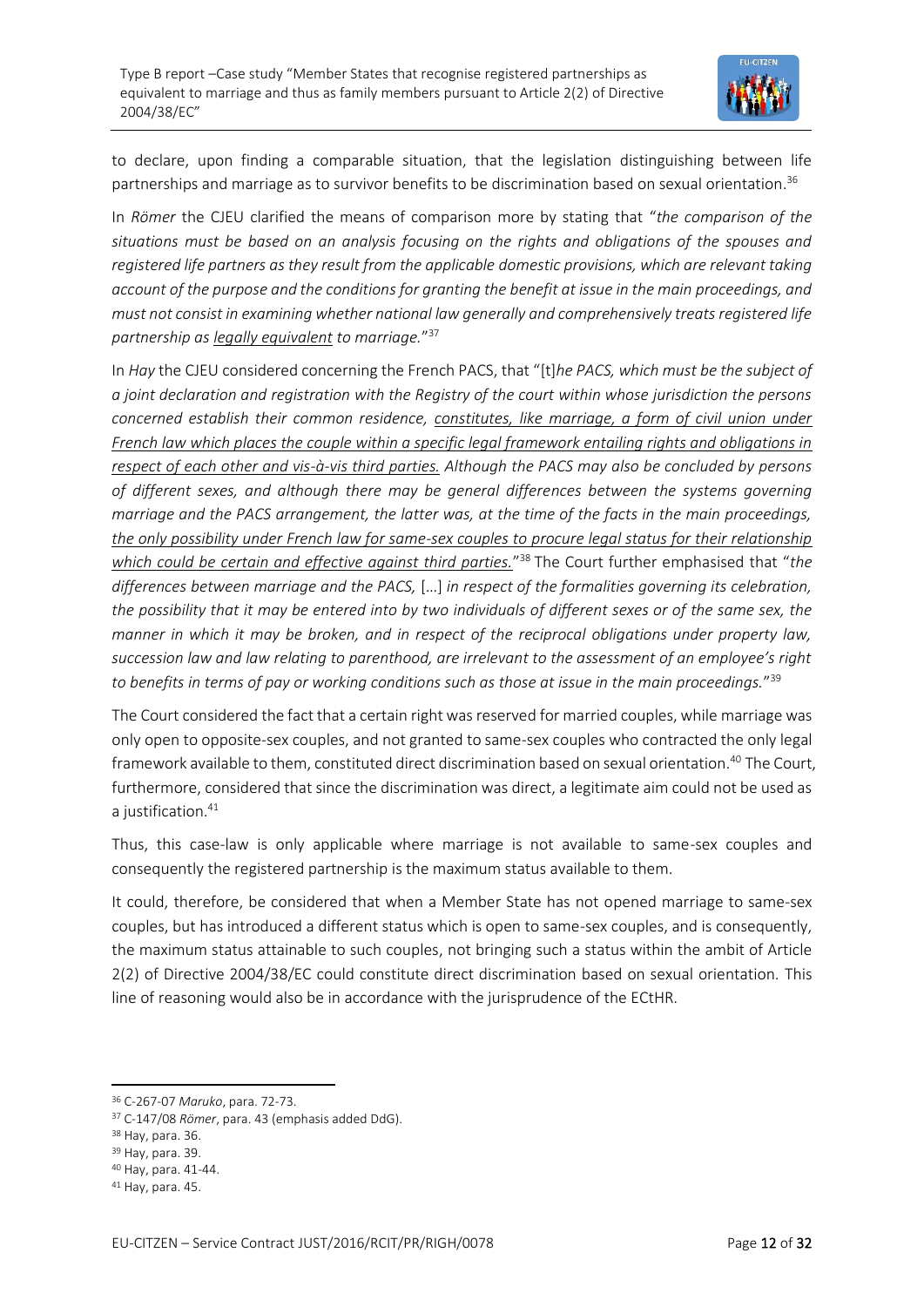to declare, upon finding a comparable situation, that the legislation distinguishing between life partnerships and marriage as to survivor benefits to be discrimination based on sexual orientation.[36]

In *Römer* the CJEU clarified the means of comparison more by stating that "*the comparison of the situations must be based on an analysis focusing on the rights and obligations of the spouses and registered life partners as they result from the applicable domestic provisions, which are relevant taking account of the purpose and the conditions for granting the benefit at issue in the main proceedings, and must not consist in examining whether national law generally and comprehensively treats registered life partnership as <u>legally equivalent</u> to marriage.*"[37]

In *Hay* the CJEU considered concerning the French PACS, that "[t]*he PACS, which must be the subject of a joint declaration and registration with the Registry of the court within whose jurisdiction the persons concerned establish their common residence, <u>constitutes, like marriage, a form of civil union under French law which places the couple within a specific legal framework entailing rights and obligations in respect of each other and vis-à-vis third parties.</u> Although the PACS may also be concluded by persons of different sexes, and although there may be general differences between the systems governing marriage and the PACS arrangement, the latter was, at the time of the facts in the main proceedings, <u>the only possibility under French law for same-sex couples to procure legal status for their relationship which could be certain and effective against third parties.</u>*"[38] The Court further emphasised that "*the differences between marriage and the PACS,* […] *in respect of the formalities governing its celebration, the possibility that it may be entered into by two individuals of different sexes or of the same sex, the manner in which it may be broken, and in respect of the reciprocal obligations under property law, succession law and law relating to parenthood, are irrelevant to the assessment of an employee's right to benefits in terms of pay or working conditions such as those at issue in the main proceedings.*"[39]

The Court considered the fact that a certain right was reserved for married couples, while marriage was only open to opposite-sex couples, and not granted to same-sex couples who contracted the only legal framework available to them, constituted direct discrimination based on sexual orientation.[40] The Court, furthermore, considered that since the discrimination was direct, a legitimate aim could not be used as a justification.[41]

Thus, this case-law is only applicable where marriage is not available to same-sex couples and consequently the registered partnership is the maximum status available to them.

It could, therefore, be considered that when a Member State has not opened marriage to same-sex couples, but has introduced a different status which is open to same-sex couples, and is consequently, the maximum status attainable to such couples, not bringing such a status within the ambit of Article 2(2) of Directive 2004/38/EC could constitute direct discrimination based on sexual orientation. This line of reasoning would also be in accordance with the jurisprudence of the ECtHR.

---

[36] C-267-07 *Maruko*, para. 72-73.

[37] C-147/08 *Römer*, para. 43 (emphasis added DdG).

[38] Hay, para. 36.

[39] Hay, para. 39.

[40] Hay, para. 41-44.

[41] Hay, para. 45.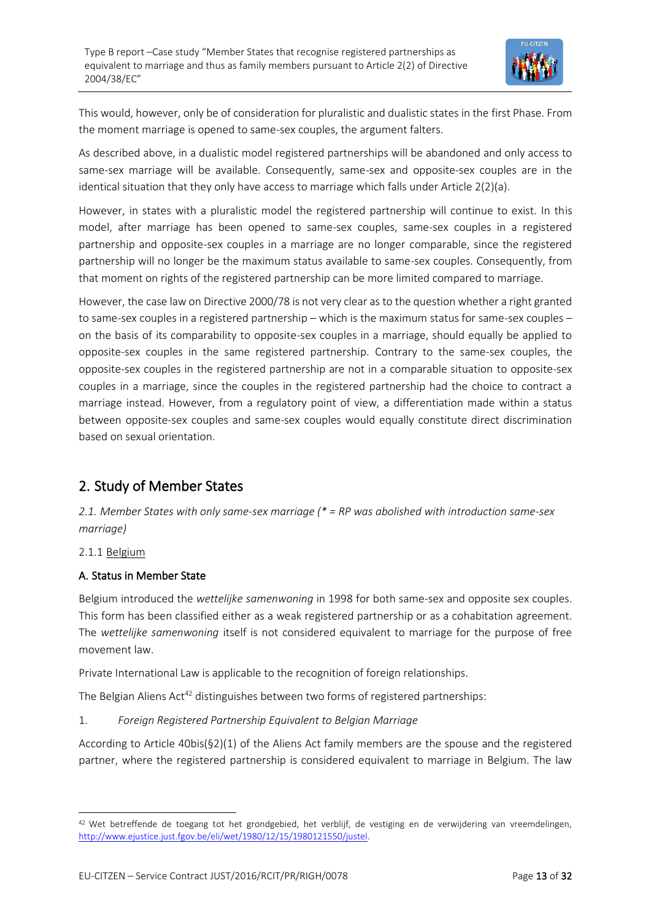This would, however, only be of consideration for pluralistic and dualistic states in the first Phase. From the moment marriage is opened to same-sex couples, the argument falters.

As described above, in a dualistic model registered partnerships will be abandoned and only access to same-sex marriage will be available. Consequently, same-sex and opposite-sex couples are in the identical situation that they only have access to marriage which falls under Article 2(2)(a).

However, in states with a pluralistic model the registered partnership will continue to exist. In this model, after marriage has been opened to same-sex couples, same-sex couples in a registered partnership and opposite-sex couples in a marriage are no longer comparable, since the registered partnership will no longer be the maximum status available to same-sex couples. Consequently, from that moment on rights of the registered partnership can be more limited compared to marriage.

However, the case law on Directive 2000/78 is not very clear as to the question whether a right granted to same-sex couples in a registered partnership – which is the maximum status for same-sex couples – on the basis of its comparability to opposite-sex couples in a marriage, should equally be applied to opposite-sex couples in the same registered partnership. Contrary to the same-sex couples, the opposite-sex couples in the registered partnership are not in a comparable situation to opposite-sex couples in a marriage, since the couples in the registered partnership had the choice to contract a marriage instead. However, from a regulatory point of view, a differentiation made within a status between opposite-sex couples and same-sex couples would equally constitute direct discrimination based on sexual orientation.

## 2. Study of Member States

*2.1. Member States with only same-sex marriage (* = RP was abolished with introduction same-sex marriage)*

2.1.1 Belgium

### A. Status in Member State

Belgium introduced the *wettelijke samenwoning* in 1998 for both same-sex and opposite sex couples. This form has been classified either as a weak registered partnership or as a cohabitation agreement. The *wettelijke samenwoning* itself is not considered equivalent to marriage for the purpose of free movement law.

Private International Law is applicable to the recognition of foreign relationships.

The Belgian Aliens Act[42] distinguishes between two forms of registered partnerships:

1. *Foreign Registered Partnership Equivalent to Belgian Marriage*

According to Article 40bis(§2)(1) of the Aliens Act family members are the spouse and the registered partner, where the registered partnership is considered equivalent to marriage in Belgium. The law

[42] Wet betreffende de toegang tot het grondgebied, het verblijf, de vestiging en de verwijdering van vreemdelingen, http://www.ejustice.just.fgov.be/eli/wet/1980/12/15/1980121550/justel.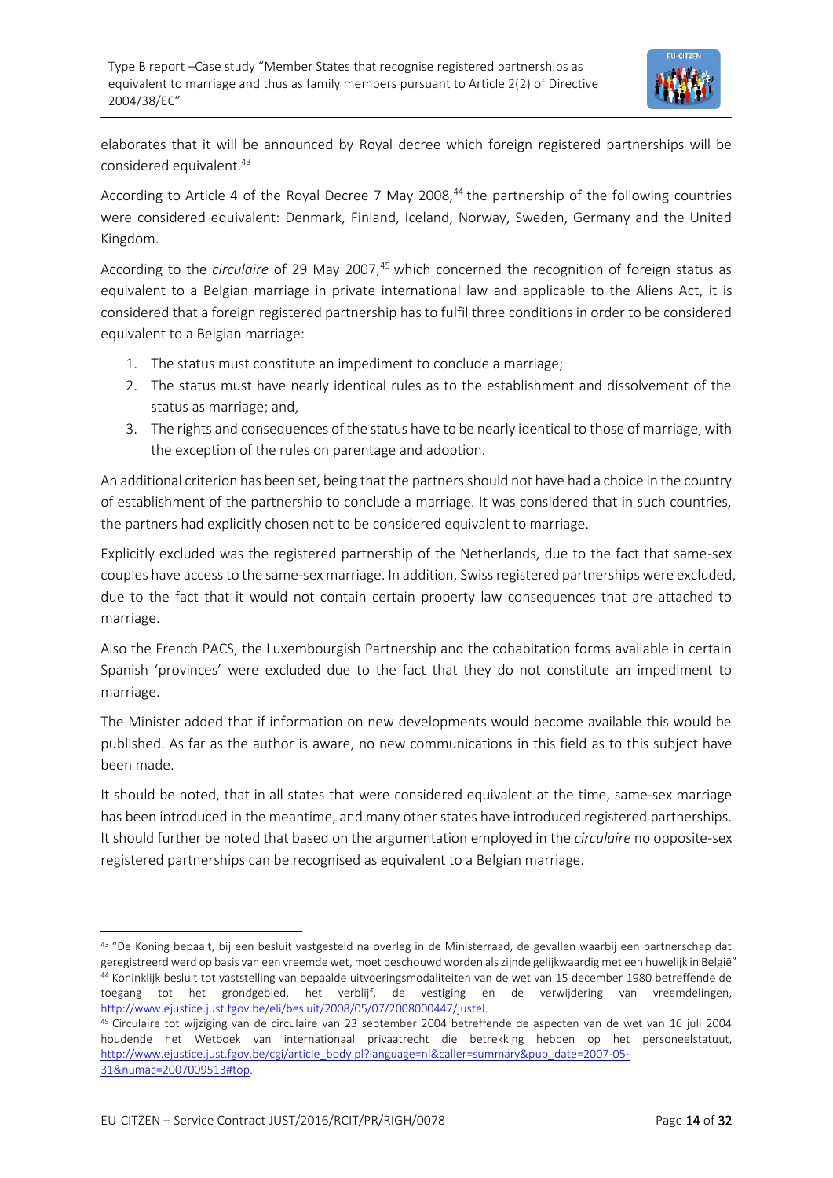elaborates that it will be announced by Royal decree which foreign registered partnerships will be considered equivalent.[43]

According to Article 4 of the Royal Decree 7 May 2008,[44] the partnership of the following countries were considered equivalent: Denmark, Finland, Iceland, Norway, Sweden, Germany and the United Kingdom.

According to the *circulaire* of 29 May 2007,[45] which concerned the recognition of foreign status as equivalent to a Belgian marriage in private international law and applicable to the Aliens Act, it is considered that a foreign registered partnership has to fulfil three conditions in order to be considered equivalent to a Belgian marriage:

1. The status must constitute an impediment to conclude a marriage;
2. The status must have nearly identical rules as to the establishment and dissolvement of the status as marriage; and,
3. The rights and consequences of the status have to be nearly identical to those of marriage, with the exception of the rules on parentage and adoption.

An additional criterion has been set, being that the partners should not have had a choice in the country of establishment of the partnership to conclude a marriage. It was considered that in such countries, the partners had explicitly chosen not to be considered equivalent to marriage.

Explicitly excluded was the registered partnership of the Netherlands, due to the fact that same-sex couples have access to the same-sex marriage. In addition, Swiss registered partnerships were excluded, due to the fact that it would not contain certain property law consequences that are attached to marriage.

Also the French PACS, the Luxembourgish Partnership and the cohabitation forms available in certain Spanish 'provinces' were excluded due to the fact that they do not constitute an impediment to marriage.

The Minister added that if information on new developments would become available this would be published. As far as the author is aware, no new communications in this field as to this subject have been made.

It should be noted, that in all states that were considered equivalent at the time, same-sex marriage has been introduced in the meantime, and many other states have introduced registered partnerships. It should further be noted that based on the argumentation employed in the *circulaire* no opposite-sex registered partnerships can be recognised as equivalent to a Belgian marriage.

---

[43] "De Koning bepaalt, bij een besluit vastgesteld na overleg in de Ministerraad, de gevallen waarbij een partnerschap dat geregistreerd werd op basis van een vreemde wet, moet beschouwd worden als zijnde gelijkwaardig met een huwelijk in België"

[44] Koninklijk besluit tot vaststelling van bepaalde uitvoeringsmodaliteiten van de wet van 15 december 1980 betreffende de toegang tot het grondgebied, het verblijf, de vestiging en de verwijdering van vreemdelingen, http://www.ejustice.just.fgov.be/eli/besluit/2008/05/07/2008000447/justel.

[45] Circulaire tot wijziging van de circulaire van 23 september 2004 betreffende de aspecten van de wet van 16 juli 2004 houdende het Wetboek van internationaal privaatrecht die betrekking hebben op het personeelstatuut, http://www.ejustice.just.fgov.be/cgi/article_body.pl?language=nl&caller=summary&pub_date=2007-05-31&numac=2007009513#top.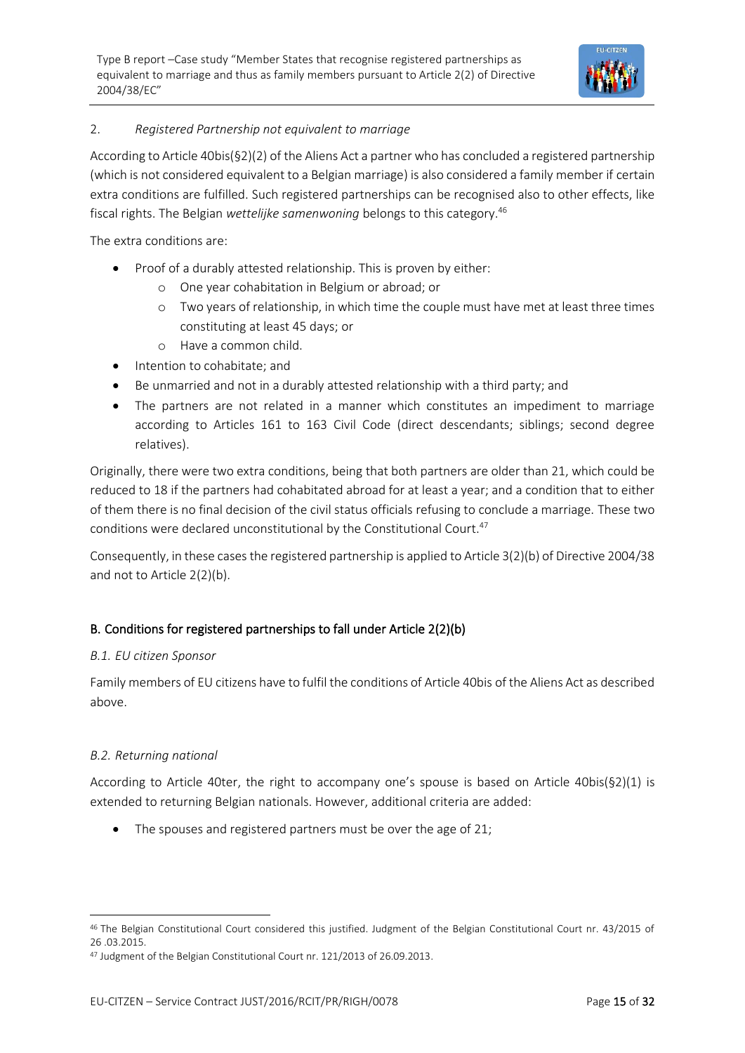2. *Registered Partnership not equivalent to marriage*

According to Article 40bis(§2)(2) of the Aliens Act a partner who has concluded a registered partnership (which is not considered equivalent to a Belgian marriage) is also considered a family member if certain extra conditions are fulfilled. Such registered partnerships can be recognised also to other effects, like fiscal rights. The Belgian *wettelijke samenwoning* belongs to this category.[46]

The extra conditions are:

- Proof of a durably attested relationship. This is proven by either:
  - One year cohabitation in Belgium or abroad; or
  - Two years of relationship, in which time the couple must have met at least three times constituting at least 45 days; or
  - Have a common child.
- Intention to cohabitate; and
- Be unmarried and not in a durably attested relationship with a third party; and
- The partners are not related in a manner which constitutes an impediment to marriage according to Articles 161 to 163 Civil Code (direct descendants; siblings; second degree relatives).

Originally, there were two extra conditions, being that both partners are older than 21, which could be reduced to 18 if the partners had cohabitated abroad for at least a year; and a condition that to either of them there is no final decision of the civil status officials refusing to conclude a marriage. These two conditions were declared unconstitutional by the Constitutional Court.[47]

Consequently, in these cases the registered partnership is applied to Article 3(2)(b) of Directive 2004/38 and not to Article 2(2)(b).

## B. Conditions for registered partnerships to fall under Article 2(2)(b)

### *B.1. EU citizen Sponsor*

Family members of EU citizens have to fulfil the conditions of Article 40bis of the Aliens Act as described above.

### *B.2. Returning national*

According to Article 40ter, the right to accompany one's spouse is based on Article 40bis(§2)(1) is extended to returning Belgian nationals. However, additional criteria are added:

- The spouses and registered partners must be over the age of 21;

---

[46] The Belgian Constitutional Court considered this justified. Judgment of the Belgian Constitutional Court nr. 43/2015 of 26 .03.2015.

[47] Judgment of the Belgian Constitutional Court nr. 121/2013 of 26.09.2013.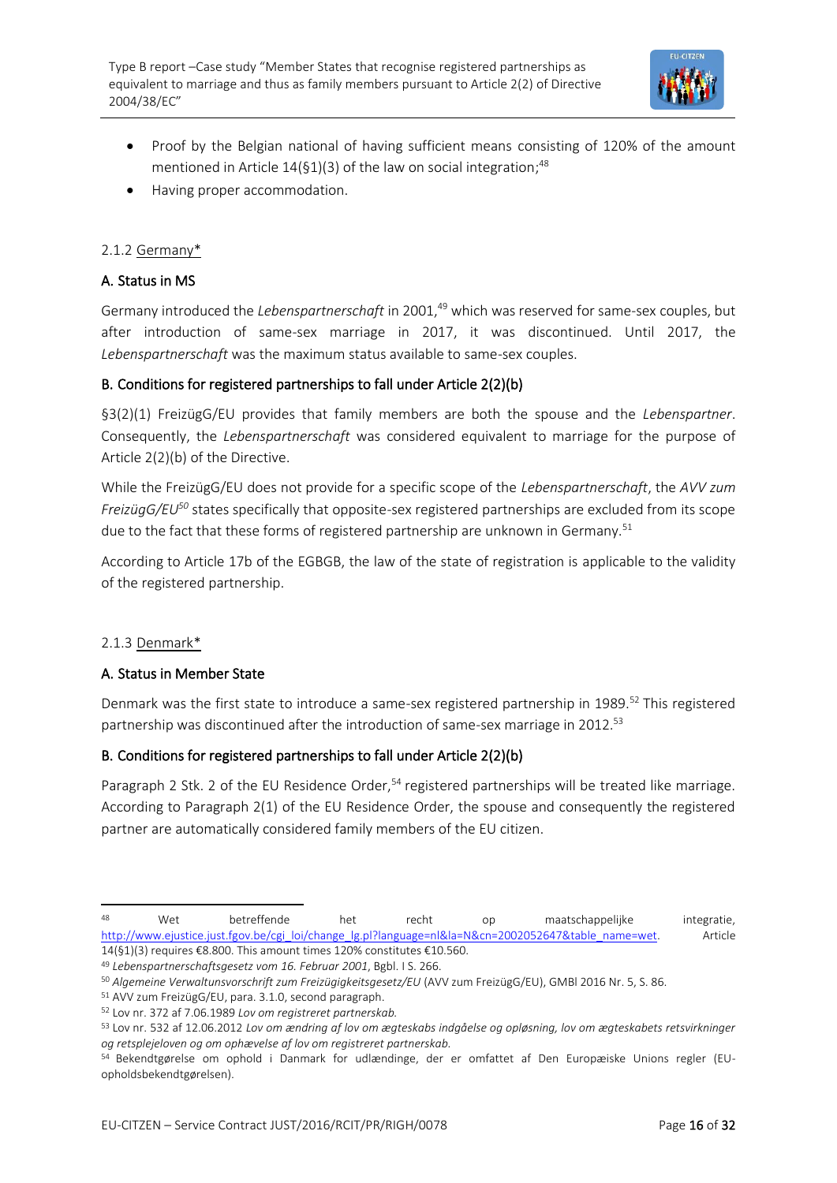- Proof by the Belgian national of having sufficient means consisting of 120% of the amount mentioned in Article 14(§1)(3) of the law on social integration;[48]
- Having proper accommodation.

### 2.1.2 Germany*

#### A. Status in MS

Germany introduced the *Lebenspartnerschaft* in 2001,[49] which was reserved for same-sex couples, but after introduction of same-sex marriage in 2017, it was discontinued. Until 2017, the *Lebenspartnerschaft* was the maximum status available to same-sex couples.

#### B. Conditions for registered partnerships to fall under Article 2(2)(b)

§3(2)(1) FreizügG/EU provides that family members are both the spouse and the *Lebenspartner*. Consequently, the *Lebenspartnerschaft* was considered equivalent to marriage for the purpose of Article 2(2)(b) of the Directive.

While the FreizügG/EU does not provide for a specific scope of the *Lebenspartnerschaft*, the *AVV zum FreizügG/EU*[50] states specifically that opposite-sex registered partnerships are excluded from its scope due to the fact that these forms of registered partnership are unknown in Germany.[51]

According to Article 17b of the EGBGB, the law of the state of registration is applicable to the validity of the registered partnership.

### 2.1.3 Denmark*

#### A. Status in Member State

Denmark was the first state to introduce a same-sex registered partnership in 1989.[52] This registered partnership was discontinued after the introduction of same-sex marriage in 2012.[53]

#### B. Conditions for registered partnerships to fall under Article 2(2)(b)

Paragraph 2 Stk. 2 of the EU Residence Order,[54] registered partnerships will be treated like marriage. According to Paragraph 2(1) of the EU Residence Order, the spouse and consequently the registered partner are automatically considered family members of the EU citizen.

---

[48] Wet betreffende het recht op maatschappelijke integratie, http://www.ejustice.just.fgov.be/cgi_loi/change_lg.pl?language=nl&la=N&cn=2002052647&table_name=wet. Article 14(§1)(3) requires €8.800. This amount times 120% constitutes €10.560.

[49] *Lebenspartnerschaftsgesetz vom 16. Februar 2001*, Bgbl. I S. 266.

[50] *Algemeine Verwaltunsvorschrift zum Freizügigkeitsgesetz/EU* (AVV zum FreizügG/EU), GMBl 2016 Nr. 5, S. 86.

[51] AVV zum FreizügG/EU, para. 3.1.0, second paragraph.

[52] Lov nr. 372 af 7.06.1989 *Lov om registreret partnerskab*.

[53] Lov nr. 532 af 12.06.2012 *Lov om ændring af lov om ægteskabs indgåelse og opløsning, lov om ægteskabets retsvirkninger og retsplejeloven og om ophævelse af lov om registreret partnerskab*.

[54] Bekendtgørelse om ophold i Danmark for udlændinge, der er omfattet af Den Europæiske Unions regler (EU-opholdsbekendtgørelsen).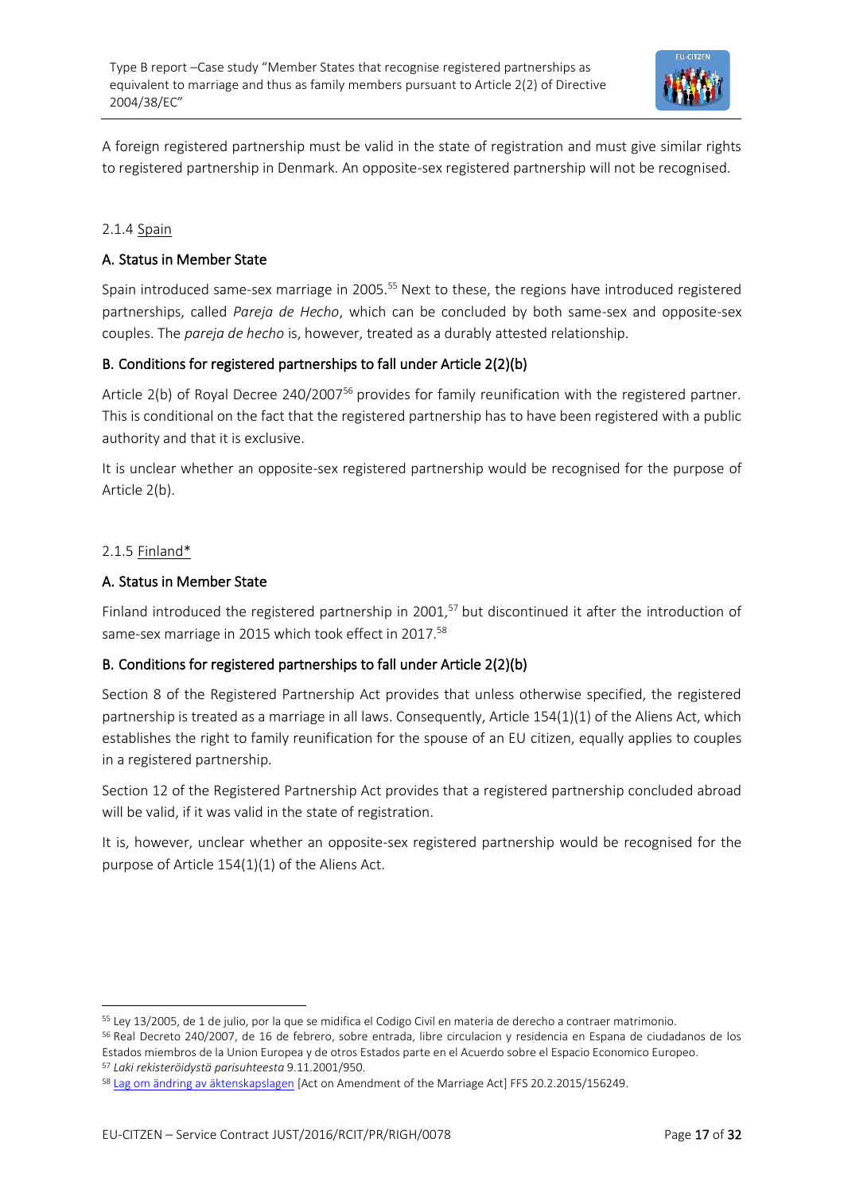A foreign registered partnership must be valid in the state of registration and must give similar rights to registered partnership in Denmark. An opposite-sex registered partnership will not be recognised.

### 2.1.4 Spain

#### A. Status in Member State

Spain introduced same-sex marriage in 2005.[55] Next to these, the regions have introduced registered partnerships, called *Pareja de Hecho*, which can be concluded by both same-sex and opposite-sex couples. The *pareja de hecho* is, however, treated as a durably attested relationship.

#### B. Conditions for registered partnerships to fall under Article 2(2)(b)

Article 2(b) of Royal Decree 240/2007[56] provides for family reunification with the registered partner. This is conditional on the fact that the registered partnership has to have been registered with a public authority and that it is exclusive.

It is unclear whether an opposite-sex registered partnership would be recognised for the purpose of Article 2(b).

### 2.1.5 Finland*

#### A. Status in Member State

Finland introduced the registered partnership in 2001,[57] but discontinued it after the introduction of same-sex marriage in 2015 which took effect in 2017.[58]

#### B. Conditions for registered partnerships to fall under Article 2(2)(b)

Section 8 of the Registered Partnership Act provides that unless otherwise specified, the registered partnership is treated as a marriage in all laws. Consequently, Article 154(1)(1) of the Aliens Act, which establishes the right to family reunification for the spouse of an EU citizen, equally applies to couples in a registered partnership.

Section 12 of the Registered Partnership Act provides that a registered partnership concluded abroad will be valid, if it was valid in the state of registration.

It is, however, unclear whether an opposite-sex registered partnership would be recognised for the purpose of Article 154(1)(1) of the Aliens Act.

---

[55] Ley 13/2005, de 1 de julio, por la que se midifica el Codigo Civil en materia de derecho a contraer matrimonio.

[56] Real Decreto 240/2007, de 16 de febrero, sobre entrada, libre circulacion y residencia en Espana de ciudadanos de los Estados miembros de la Union Europea y de otros Estados parte en el Acuerdo sobre el Espacio Economico Europeo.

[57] *Laki rekisteröidystä parisuhteesta* 9.11.2001/950.

[58] Lag om ändring av äktenskapslagen [Act on Amendment of the Marriage Act] FFS 20.2.2015/156249.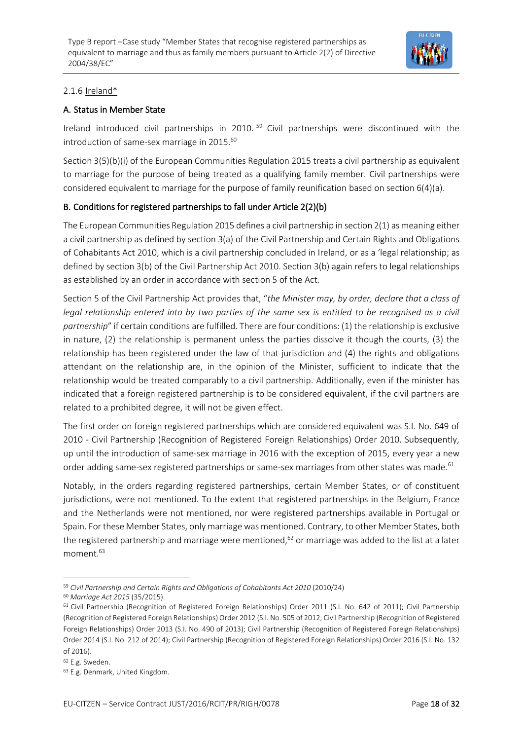### 2.1.6 Ireland*

#### A. Status in Member State

Ireland introduced civil partnerships in 2010.[59] Civil partnerships were discontinued with the introduction of same-sex marriage in 2015.[60]

Section 3(5)(b)(i) of the European Communities Regulation 2015 treats a civil partnership as equivalent to marriage for the purpose of being treated as a qualifying family member. Civil partnerships were considered equivalent to marriage for the purpose of family reunification based on section 6(4)(a).

#### B. Conditions for registered partnerships to fall under Article 2(2)(b)

The European Communities Regulation 2015 defines a civil partnership in section 2(1) as meaning either a civil partnership as defined by section 3(a) of the Civil Partnership and Certain Rights and Obligations of Cohabitants Act 2010, which is a civil partnership concluded in Ireland, or as a 'legal relationship; as defined by section 3(b) of the Civil Partnership Act 2010. Section 3(b) again refers to legal relationships as established by an order in accordance with section 5 of the Act.

Section 5 of the Civil Partnership Act provides that, "*the Minister may, by order, declare that a class of legal relationship entered into by two parties of the same sex is entitled to be recognised as a civil partnership*" if certain conditions are fulfilled. There are four conditions: (1) the relationship is exclusive in nature, (2) the relationship is permanent unless the parties dissolve it though the courts, (3) the relationship has been registered under the law of that jurisdiction and (4) the rights and obligations attendant on the relationship are, in the opinion of the Minister, sufficient to indicate that the relationship would be treated comparably to a civil partnership. Additionally, even if the minister has indicated that a foreign registered partnership is to be considered equivalent, if the civil partners are related to a prohibited degree, it will not be given effect.

The first order on foreign registered partnerships which are considered equivalent was S.I. No. 649 of 2010 - Civil Partnership (Recognition of Registered Foreign Relationships) Order 2010. Subsequently, up until the introduction of same-sex marriage in 2016 with the exception of 2015, every year a new order adding same-sex registered partnerships or same-sex marriages from other states was made.[61]

Notably, in the orders regarding registered partnerships, certain Member States, or of constituent jurisdictions, were not mentioned. To the extent that registered partnerships in the Belgium, France and the Netherlands were not mentioned, nor were registered partnerships available in Portugal or Spain. For these Member States, only marriage was mentioned. Contrary, to other Member States, both the registered partnership and marriage were mentioned,[62] or marriage was added to the list at a later moment.[63]

---

[59] *Civil Partnership and Certain Rights and Obligations of Cohabitants Act 2010* (2010/24)

[60] *Marriage Act 2015* (35/2015).

[61] Civil Partnership (Recognition of Registered Foreign Relationships) Order 2011 (S.I. No. 642 of 2011); Civil Partnership (Recognition of Registered Foreign Relationships) Order 2012 (S.I. No. 505 of 2012; Civil Partnership (Recognition of Registered Foreign Relationships) Order 2013 (S.I. No. 490 of 2013); Civil Partnership (Recognition of Registered Foreign Relationships) Order 2014 (S.I. No. 212 of 2014); Civil Partnership (Recognition of Registered Foreign Relationships) Order 2016 (S.I. No. 132 of 2016).

[62] E.g. Sweden.

[63] E.g. Denmark, United Kingdom.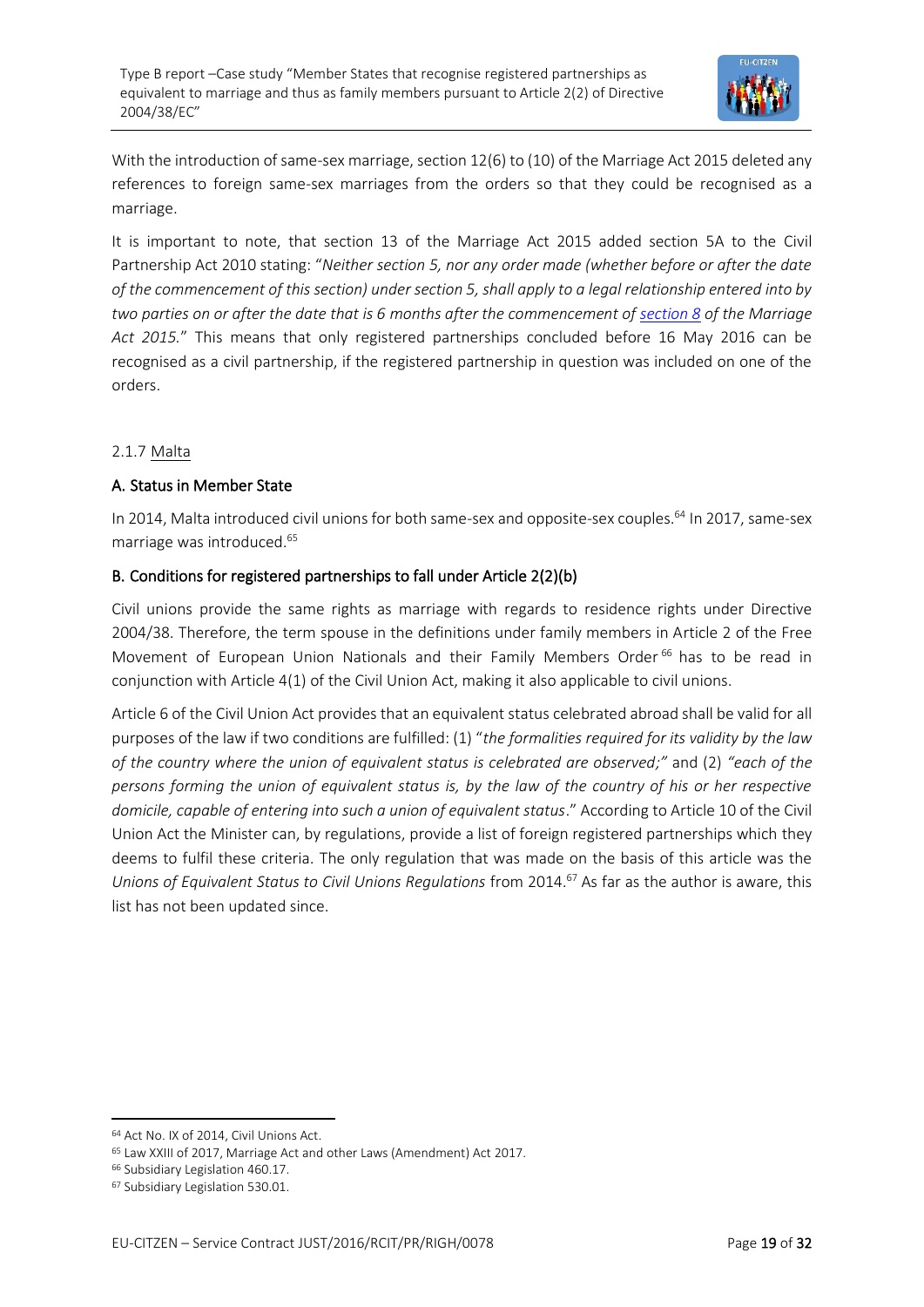With the introduction of same-sex marriage, section 12(6) to (10) of the Marriage Act 2015 deleted any references to foreign same-sex marriages from the orders so that they could be recognised as a marriage.

It is important to note, that section 13 of the Marriage Act 2015 added section 5A to the Civil Partnership Act 2010 stating: "*Neither section 5, nor any order made (whether before or after the date of the commencement of this section) under section 5, shall apply to a legal relationship entered into by two parties on or after the date that is 6 months after the commencement of section 8 of the Marriage Act 2015.*" This means that only registered partnerships concluded before 16 May 2016 can be recognised as a civil partnership, if the registered partnership in question was included on one of the orders.

### 2.1.7 Malta

#### A. Status in Member State

In 2014, Malta introduced civil unions for both same-sex and opposite-sex couples.[64] In 2017, same-sex marriage was introduced.[65]

#### B. Conditions for registered partnerships to fall under Article 2(2)(b)

Civil unions provide the same rights as marriage with regards to residence rights under Directive 2004/38. Therefore, the term spouse in the definitions under family members in Article 2 of the Free Movement of European Union Nationals and their Family Members Order[66] has to be read in conjunction with Article 4(1) of the Civil Union Act, making it also applicable to civil unions.

Article 6 of the Civil Union Act provides that an equivalent status celebrated abroad shall be valid for all purposes of the law if two conditions are fulfilled: (1) "*the formalities required for its validity by the law of the country where the union of equivalent status is celebrated are observed;*" and (2) *"each of the persons forming the union of equivalent status is, by the law of the country of his or her respective domicile, capable of entering into such a union of equivalent status*." According to Article 10 of the Civil Union Act the Minister can, by regulations, provide a list of foreign registered partnerships which they deems to fulfil these criteria. The only regulation that was made on the basis of this article was the *Unions of Equivalent Status to Civil Unions Regulations* from 2014.[67] As far as the author is aware, this list has not been updated since.

---

[64] Act No. IX of 2014, Civil Unions Act.

[65] Law XXIII of 2017, Marriage Act and other Laws (Amendment) Act 2017.

[66] Subsidiary Legislation 460.17.

[67] Subsidiary Legislation 530.01.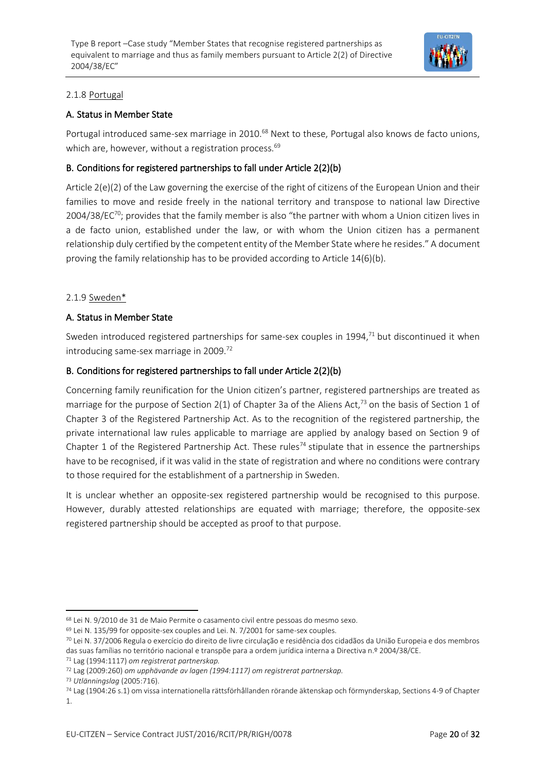### 2.1.8 Portugal

#### A. Status in Member State

Portugal introduced same-sex marriage in 2010.[68] Next to these, Portugal also knows de facto unions, which are, however, without a registration process.[69]

#### B. Conditions for registered partnerships to fall under Article 2(2)(b)

Article 2(e)(2) of the Law governing the exercise of the right of citizens of the European Union and their families to move and reside freely in the national territory and transpose to national law Directive 2004/38/EC[70]; provides that the family member is also "the partner with whom a Union citizen lives in a de facto union, established under the law, or with whom the Union citizen has a permanent relationship duly certified by the competent entity of the Member State where he resides." A document proving the family relationship has to be provided according to Article 14(6)(b).

### 2.1.9 Sweden*

#### A. Status in Member State

Sweden introduced registered partnerships for same-sex couples in 1994,[71] but discontinued it when introducing same-sex marriage in 2009.[72]

#### B. Conditions for registered partnerships to fall under Article 2(2)(b)

Concerning family reunification for the Union citizen's partner, registered partnerships are treated as marriage for the purpose of Section 2(1) of Chapter 3a of the Aliens Act,[73] on the basis of Section 1 of Chapter 3 of the Registered Partnership Act. As to the recognition of the registered partnership, the private international law rules applicable to marriage are applied by analogy based on Section 9 of Chapter 1 of the Registered Partnership Act. These rules[74] stipulate that in essence the partnerships have to be recognised, if it was valid in the state of registration and where no conditions were contrary to those required for the establishment of a partnership in Sweden.

It is unclear whether an opposite-sex registered partnership would be recognised to this purpose. However, durably attested relationships are equated with marriage; therefore, the opposite-sex registered partnership should be accepted as proof to that purpose.

---

[68] Lei N. 9/2010 de 31 de Maio Permite o casamento civil entre pessoas do mesmo sexo.

[69] Lei N. 135/99 for opposite-sex couples and Lei. N. 7/2001 for same-sex couples.

[70] Lei N. 37/2006 Regula o exercício do direito de livre circulação e residência dos cidadãos da União Europeia e dos membros das suas famílias no território nacional e transpõe para a ordem jurídica interna a Directiva n.º 2004/38/CE.

[71] Lag (1994:1117) *om registrerat partnerskap.*

[72] Lag (2009:260) *om upphävande av lagen (1994:1117) om registrerat partnerskap.*

[73] *Utlänningslag* (2005:716).

[74] Lag (1904:26 s.1) om vissa internationella rättsförhållanden rörande äktenskap och förmynderskap, Sections 4-9 of Chapter 1.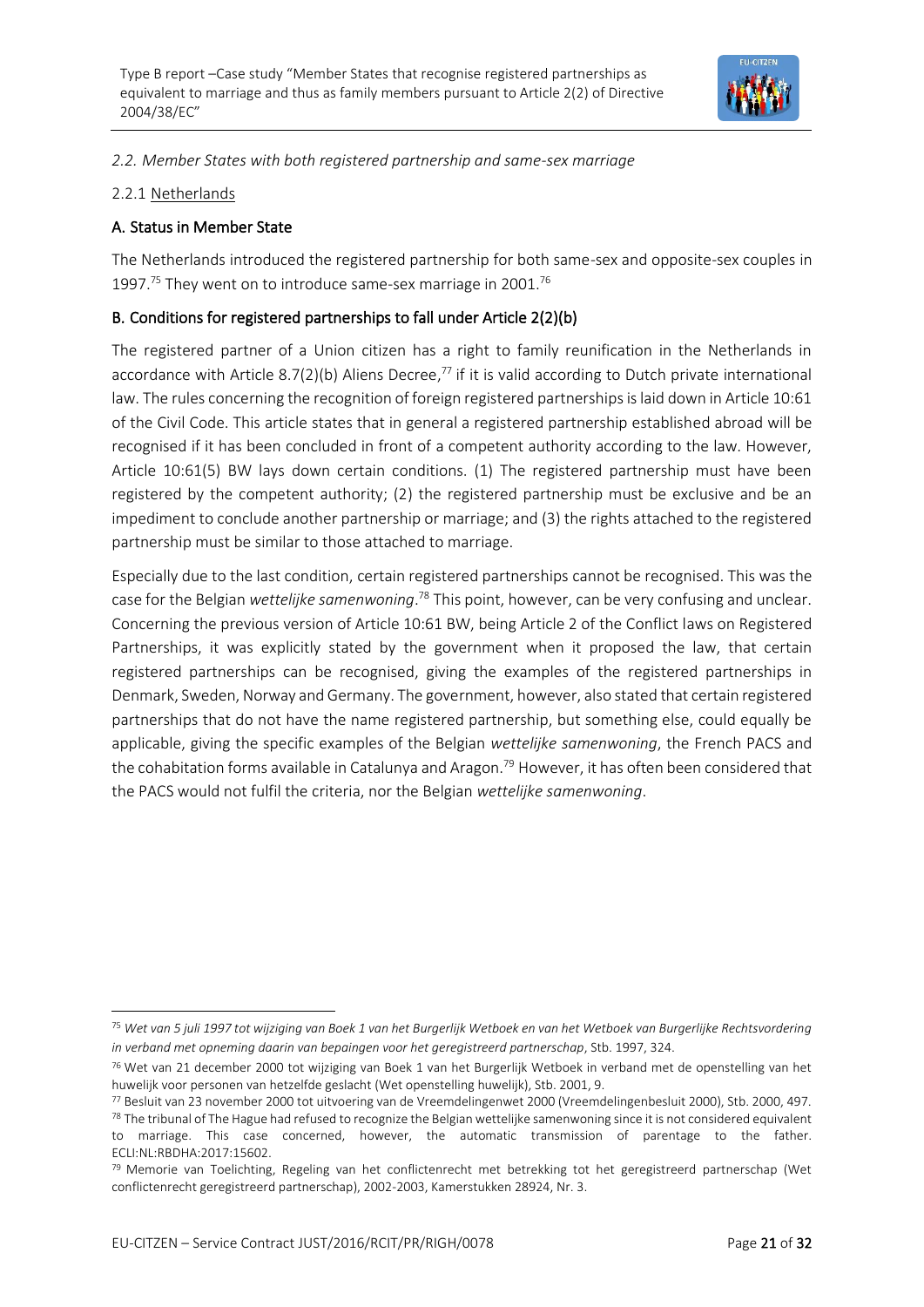*2.2. Member States with both registered partnership and same-sex marriage*

2.2.1 Netherlands

**A. Status in Member State**

The Netherlands introduced the registered partnership for both same-sex and opposite-sex couples in 1997.[75] They went on to introduce same-sex marriage in 2001.[76]

**B. Conditions for registered partnerships to fall under Article 2(2)(b)**

The registered partner of a Union citizen has a right to family reunification in the Netherlands in accordance with Article 8.7(2)(b) Aliens Decree,[77] if it is valid according to Dutch private international law. The rules concerning the recognition of foreign registered partnerships is laid down in Article 10:61 of the Civil Code. This article states that in general a registered partnership established abroad will be recognised if it has been concluded in front of a competent authority according to the law. However, Article 10:61(5) BW lays down certain conditions. (1) The registered partnership must have been registered by the competent authority; (2) the registered partnership must be exclusive and be an impediment to conclude another partnership or marriage; and (3) the rights attached to the registered partnership must be similar to those attached to marriage.

Especially due to the last condition, certain registered partnerships cannot be recognised. This was the case for the Belgian *wettelijke samenwoning*.[78] This point, however, can be very confusing and unclear. Concerning the previous version of Article 10:61 BW, being Article 2 of the Conflict laws on Registered Partnerships, it was explicitly stated by the government when it proposed the law, that certain registered partnerships can be recognised, giving the examples of the registered partnerships in Denmark, Sweden, Norway and Germany. The government, however, also stated that certain registered partnerships that do not have the name registered partnership, but something else, could equally be applicable, giving the specific examples of the Belgian *wettelijke samenwoning*, the French PACS and the cohabitation forms available in Catalunya and Aragon.[79] However, it has often been considered that the PACS would not fulfil the criteria, nor the Belgian *wettelijke samenwoning*.

---

[75] *Wet van 5 juli 1997 tot wijziging van Boek 1 van het Burgerlijk Wetboek en van het Wetboek van Burgerlijke Rechtsvordering in verband met opneming daarin van bepaingen voor het geregistreerd partnerschap*, Stb. 1997, 324.

[76] Wet van 21 december 2000 tot wijziging van Boek 1 van het Burgerlijk Wetboek in verband met de openstelling van het huwelijk voor personen van hetzelfde geslacht (Wet openstelling huwelijk), Stb. 2001, 9.

[77] Besluit van 23 november 2000 tot uitvoering van de Vreemdelingenwet 2000 (Vreemdelingenbesluit 2000), Stb. 2000, 497.

[78] The tribunal of The Hague had refused to recognize the Belgian wettelijke samenwoning since it is not considered equivalent to marriage. This case concerned, however, the automatic transmission of parentage to the father. ECLI:NL:RBDHA:2017:15602.

[79] Memorie van Toelichting, Regeling van het conflictenrecht met betrekking tot het geregistreerd partnerschap (Wet conflictenrecht geregistreerd partnerschap), 2002-2003, Kamerstukken 28924, Nr. 3.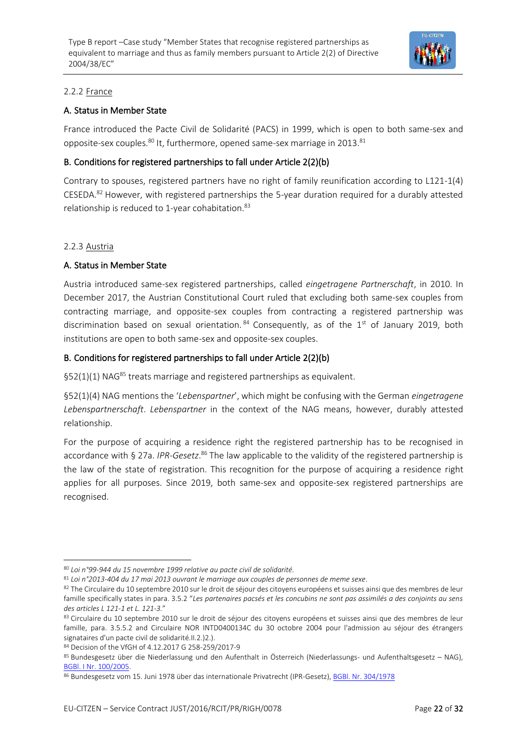### 2.2.2 France

#### A. Status in Member State

France introduced the Pacte Civil de Solidarité (PACS) in 1999, which is open to both same-sex and opposite-sex couples.[80] It, furthermore, opened same-sex marriage in 2013.[81]

#### B. Conditions for registered partnerships to fall under Article 2(2)(b)

Contrary to spouses, registered partners have no right of family reunification according to L121-1(4) CESEDA.[82] However, with registered partnerships the 5-year duration required for a durably attested relationship is reduced to 1-year cohabitation.[83]

### 2.2.3 Austria

#### A. Status in Member State

Austria introduced same-sex registered partnerships, called *eingetragene Partnerschaft*, in 2010. In December 2017, the Austrian Constitutional Court ruled that excluding both same-sex couples from contracting marriage, and opposite-sex couples from contracting a registered partnership was discrimination based on sexual orientation.[84] Consequently, as of the 1st of January 2019, both institutions are open to both same-sex and opposite-sex couples.

#### B. Conditions for registered partnerships to fall under Article 2(2)(b)

§52(1)(1) NAG[85] treats marriage and registered partnerships as equivalent.

§52(1)(4) NAG mentions the '*Lebenspartner*', which might be confusing with the German *eingetragene Lebenspartnerschaft*. *Lebenspartner* in the context of the NAG means, however, durably attested relationship.

For the purpose of acquiring a residence right the registered partnership has to be recognised in accordance with § 27a. *IPR-Gesetz*.[86] The law applicable to the validity of the registered partnership is the law of the state of registration. This recognition for the purpose of acquiring a residence right applies for all purposes. Since 2019, both same-sex and opposite-sex registered partnerships are recognised.

---

[80] *Loi n°99-944 du 15 novembre 1999 relative au pacte civil de solidarité.*

[81] *Loi n°2013-404 du 17 mai 2013 ouvrant le marriage aux couples de personnes de meme sexe*.

[82] The Circulaire du 10 septembre 2010 sur le droit de séjour des citoyens européens et suisses ainsi que des membres de leur famille specifically states in para. 3.5.2 "*Les partenaires pacsés et les concubins ne sont pas assimilés a des conjoints au sens des articles L 121-1 et L. 121-3.*"

[83] Circulaire du 10 septembre 2010 sur le droit de séjour des citoyens européens et suisses ainsi que des membres de leur famille, para. 3.5.5.2 and Circulaire NOR INTD0400134C du 30 octobre 2004 pour l'admission au séjour des étrangers signataires d'un pacte civil de solidarité.II.2.)2.).

[84] Decision of the VfGH of 4.12.2017 G 258-259/2017-9

[85] Bundesgesetz über die Niederlassung und den Aufenthalt in Österreich (Niederlassungs- und Aufenthaltsgesetz – NAG), BGBl. I Nr. 100/2005.

[86] Bundesgesetz vom 15. Juni 1978 über das internationale Privatrecht (IPR-Gesetz), BGBl. Nr. 304/1978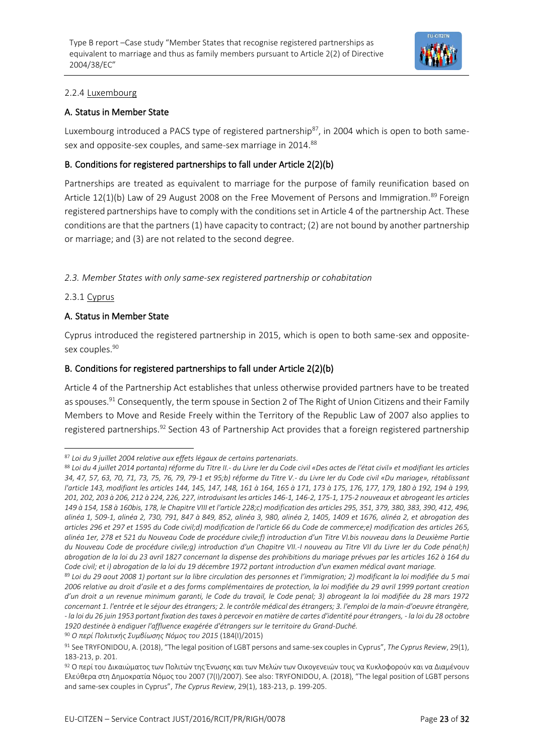#### 2.2.4 Luxembourg

#### A. Status in Member State

Luxembourg introduced a PACS type of registered partnership[87], in 2004 which is open to both same-sex and opposite-sex couples, and same-sex marriage in 2014.[88]

#### B. Conditions for registered partnerships to fall under Article 2(2)(b)

Partnerships are treated as equivalent to marriage for the purpose of family reunification based on Article 12(1)(b) Law of 29 August 2008 on the Free Movement of Persons and Immigration.[89] Foreign registered partnerships have to comply with the conditions set in Article 4 of the partnership Act. These conditions are that the partners (1) have capacity to contract; (2) are not bound by another partnership or marriage; and (3) are not related to the second degree.

### *2.3. Member States with only same-sex registered partnership or cohabitation*

#### 2.3.1 Cyprus

#### A. Status in Member State

Cyprus introduced the registered partnership in 2015, which is open to both same-sex and opposite-sex couples.[90]

#### B. Conditions for registered partnerships to fall under Article 2(2)(b)

Article 4 of the Partnership Act establishes that unless otherwise provided partners have to be treated as spouses.[91] Consequently, the term spouse in Section 2 of The Right of Union Citizens and their Family Members to Move and Reside Freely within the Territory of the Republic Law of 2007 also applies to registered partnerships.[92] Section 43 of Partnership Act provides that a foreign registered partnership

---

[87] *Loi du 9 juillet 2004 relative aux effets légaux de certains partenariats*.

[88] *Loi du 4 juillet 2014 portanta) réforme du Titre II.- du Livre Ier du Code civil «Des actes de l'état civil» et modifiant les articles 34, 47, 57, 63, 70, 71, 73, 75, 76, 79, 79-1 et 95;b) réforme du Titre V.- du Livre Ier du Code civil «Du mariage», rétablissant l'article 143, modifiant les articles 144, 145, 147, 148, 161 à 164, 165 à 171, 173 à 175, 176, 177, 179, 180 à 192, 194 à 199, 201, 202, 203 à 206, 212 à 224, 226, 227, introduisant les articles 146-1, 146-2, 175-1, 175-2 nouveaux et abrogeant les articles 149 à 154, 158 à 160bis, 178, le Chapitre VIII et l'article 228;c) modification des articles 295, 351, 379, 380, 383, 390, 412, 496, alinéa 1, 509-1, alinéa 2, 730, 791, 847 à 849, 852, alinéa 3, 980, alinéa 2, 1405, 1409 et 1676, alinéa 2, et abrogation des articles 296 et 297 et 1595 du Code civil;d) modification de l'article 66 du Code de commerce;e) modification des articles 265, alinéa 1er, 278 et 521 du Nouveau Code de procédure civile;f) introduction d'un Titre VI.bis nouveau dans la Deuxième Partie du Nouveau Code de procédure civile;g) introduction d'un Chapitre VII.-I nouveau au Titre VII du Livre Ier du Code pénal;h) abrogation de la loi du 23 avril 1827 concernant la dispense des prohibitions du mariage prévues par les articles 162 à 164 du Code civil; et i) abrogation de la loi du 19 décembre 1972 portant introduction d'un examen médical avant mariage.*

[89] *Loi du 29 aout 2008 1) portant sur la libre circulation des personnes et l'immigration; 2) modificant la loi modifiée du 5 mai 2006 relative au droit d'asile et a des forms complémentaires de protection, la loi modifiée du 29 avril 1999 portant creation d'un droit a un revenue minimum garanti, le Code du travail, le Code penal; 3) abrogeant la loi modifiée du 28 mars 1972 concernant 1. l'entrée et le séjour des étrangers; 2. le contrôle médical des étrangers; 3. l'emploi de la main-d'oeuvre étrangère, - la loi du 26 juin 1953 portant fixation des taxes à percevoir en matière de cartes d'identité pour étrangers, - la loi du 28 octobre 1920 destinée à endiguer l'affluence exagérée d'étrangers sur le territoire du Grand-Duché.*

[90] *Ο περί Πολιτικής Συμβίωσης Νόμος του 2015* (184(I)/2015)

[91] See TRYFONIDOU, A. (2018), "The legal position of LGBT persons and same-sex couples in Cyprus", *The Cyprus Review*, 29(1), 183-213, p. 201.

[92] Ο περί του Δικαιώματος των Πολιτών της Ένωσης και των Μελών των Οικογενειών τους να Κυκλοφορούν και να Διαμένουν Ελεύθερα στη Δημοκρατία Νόμος του 2007 (7(I)/2007). See also: TRYFONIDOU, A. (2018), "The legal position of LGBT persons and same-sex couples in Cyprus", *The Cyprus Review*, 29(1), 183-213, p. 199-205.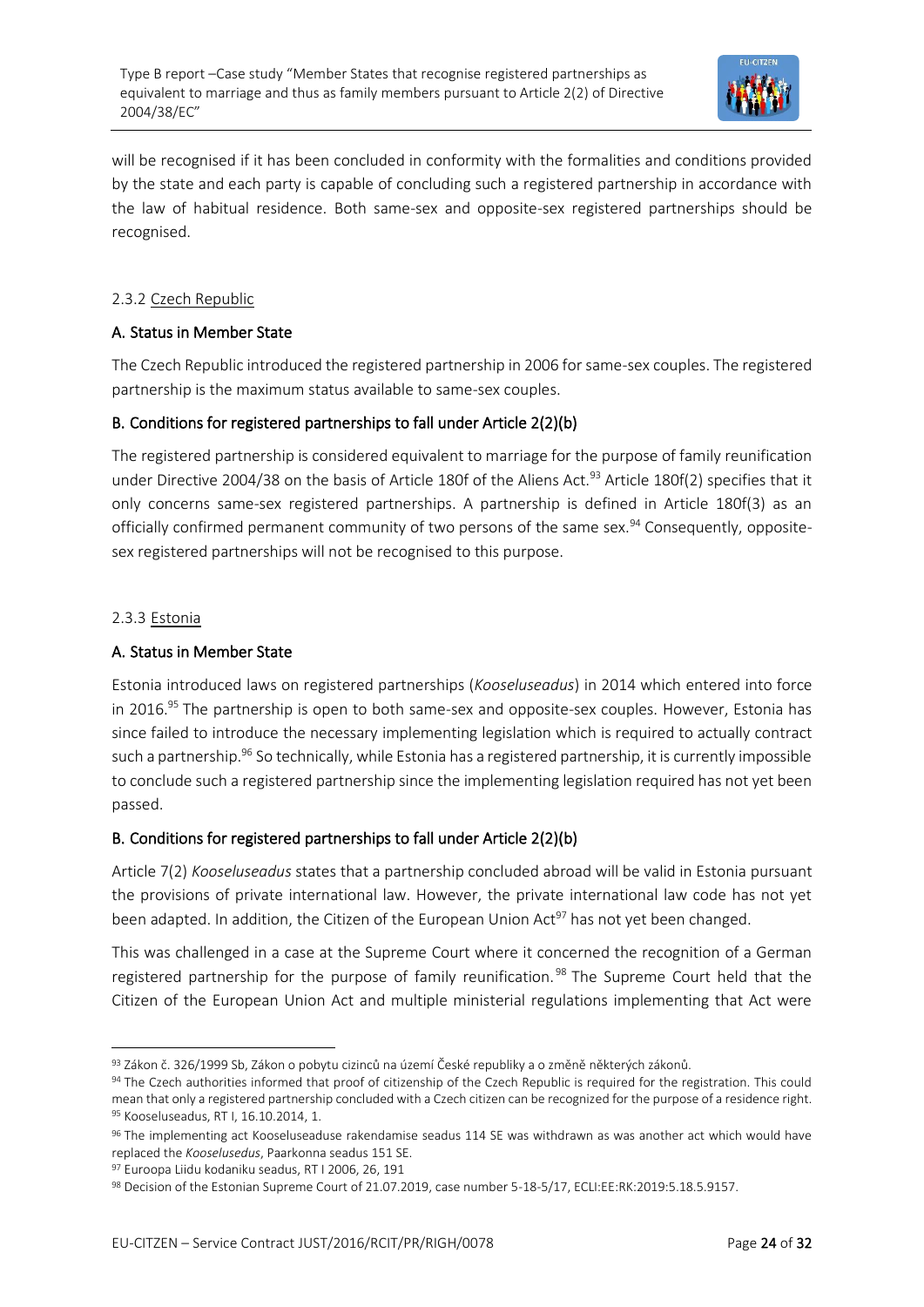will be recognised if it has been concluded in conformity with the formalities and conditions provided by the state and each party is capable of concluding such a registered partnership in accordance with the law of habitual residence. Both same-sex and opposite-sex registered partnerships should be recognised.

### 2.3.2 Czech Republic

#### A. Status in Member State

The Czech Republic introduced the registered partnership in 2006 for same-sex couples. The registered partnership is the maximum status available to same-sex couples.

#### B. Conditions for registered partnerships to fall under Article 2(2)(b)

The registered partnership is considered equivalent to marriage for the purpose of family reunification under Directive 2004/38 on the basis of Article 180f of the Aliens Act.[93] Article 180f(2) specifies that it only concerns same-sex registered partnerships. A partnership is defined in Article 180f(3) as an officially confirmed permanent community of two persons of the same sex.[94] Consequently, opposite-sex registered partnerships will not be recognised to this purpose.

### 2.3.3 Estonia

#### A. Status in Member State

Estonia introduced laws on registered partnerships (*Kooseluseadus*) in 2014 which entered into force in 2016.[95] The partnership is open to both same-sex and opposite-sex couples. However, Estonia has since failed to introduce the necessary implementing legislation which is required to actually contract such a partnership.[96] So technically, while Estonia has a registered partnership, it is currently impossible to conclude such a registered partnership since the implementing legislation required has not yet been passed.

#### B. Conditions for registered partnerships to fall under Article 2(2)(b)

Article 7(2) *Kooseluseadus* states that a partnership concluded abroad will be valid in Estonia pursuant the provisions of private international law. However, the private international law code has not yet been adapted. In addition, the Citizen of the European Union Act[97] has not yet been changed.

This was challenged in a case at the Supreme Court where it concerned the recognition of a German registered partnership for the purpose of family reunification.[98] The Supreme Court held that the Citizen of the European Union Act and multiple ministerial regulations implementing that Act were

---

[93] Zákon č. 326/1999 Sb, Zákon o pobytu cizinců na území České republiky a o změně některých zákonů.

[94] The Czech authorities informed that proof of citizenship of the Czech Republic is required for the registration. This could mean that only a registered partnership concluded with a Czech citizen can be recognized for the purpose of a residence right.

[95] Kooseluseadus, RT I, 16.10.2014, 1.

[96] The implementing act Kooseluseaduse rakendamise seadus 114 SE was withdrawn as was another act which would have replaced the *Kooselusedus*, Paarkonna seadus 151 SE.

[97] Euroopa Liidu kodaniku seadus, RT I 2006, 26, 191

[98] Decision of the Estonian Supreme Court of 21.07.2019, case number 5-18-5/17, ECLI:EE:RK:2019:5.18.5.9157.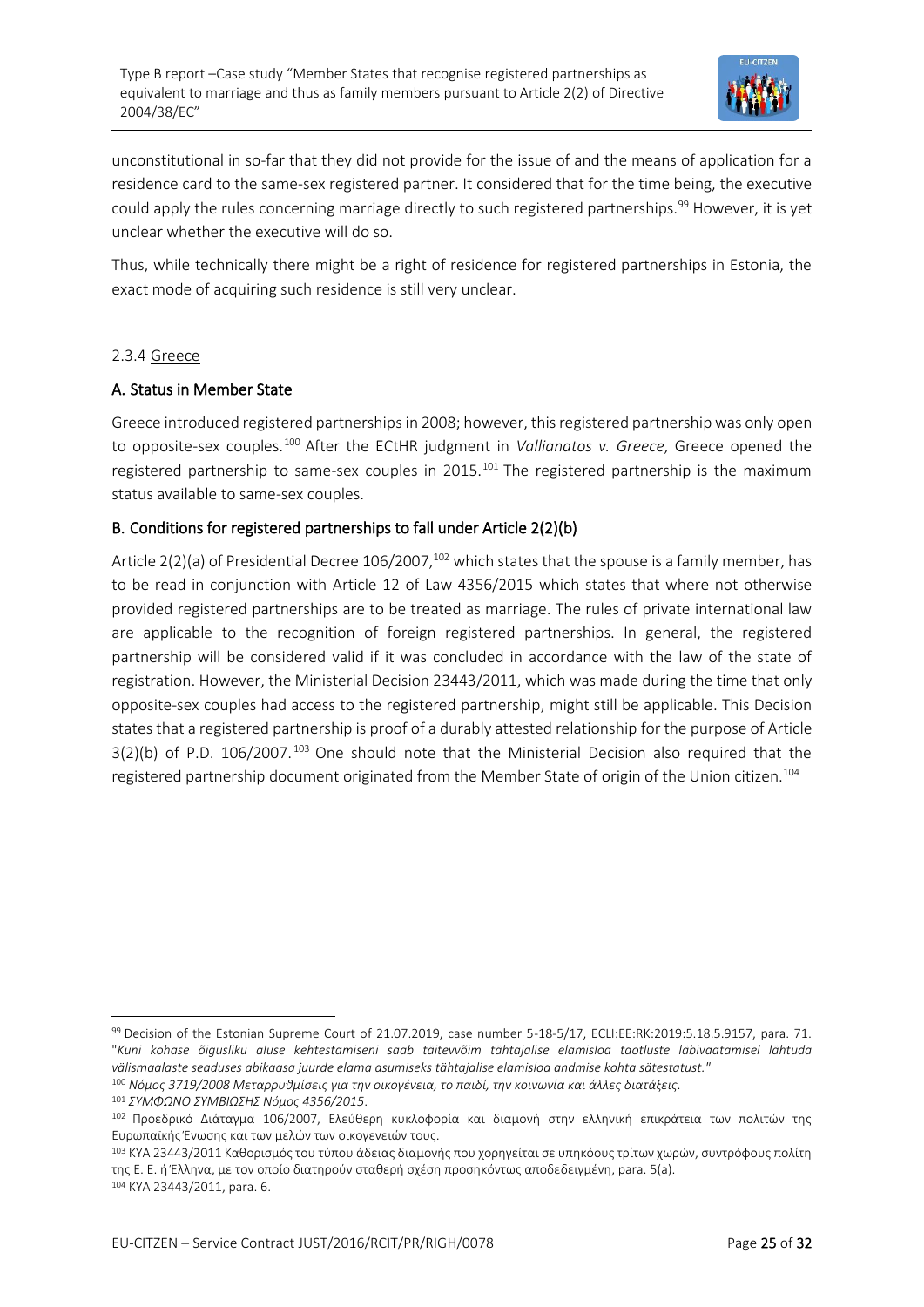unconstitutional in so-far that they did not provide for the issue of and the means of application for a residence card to the same-sex registered partner. It considered that for the time being, the executive could apply the rules concerning marriage directly to such registered partnerships.[99] However, it is yet unclear whether the executive will do so.

Thus, while technically there might be a right of residence for registered partnerships in Estonia, the exact mode of acquiring such residence is still very unclear.

### 2.3.4 Greece

#### A. Status in Member State

Greece introduced registered partnerships in 2008; however, this registered partnership was only open to opposite-sex couples.[100] After the ECtHR judgment in *Vallianatos v. Greece*, Greece opened the registered partnership to same-sex couples in 2015.[101] The registered partnership is the maximum status available to same-sex couples.

#### B. Conditions for registered partnerships to fall under Article 2(2)(b)

Article 2(2)(a) of Presidential Decree 106/2007,[102] which states that the spouse is a family member, has to be read in conjunction with Article 12 of Law 4356/2015 which states that where not otherwise provided registered partnerships are to be treated as marriage. The rules of private international law are applicable to the recognition of foreign registered partnerships. In general, the registered partnership will be considered valid if it was concluded in accordance with the law of the state of registration. However, the Ministerial Decision 23443/2011, which was made during the time that only opposite-sex couples had access to the registered partnership, might still be applicable. This Decision states that a registered partnership is proof of a durably attested relationship for the purpose of Article 3(2)(b) of P.D. 106/2007.[103] One should note that the Ministerial Decision also required that the registered partnership document originated from the Member State of origin of the Union citizen.[104]

---

[99] Decision of the Estonian Supreme Court of 21.07.2019, case number 5-18-5/17, ECLI:EE:RK:2019:5.18.5.9157, para. 71. "*Kuni kohase õigusliku aluse kehtestamiseni saab täitevvõim tähtajalise elamisloa taotluste läbivaatamisel lähtuda välismaalaste seaduses abikaasa juurde elama asumiseks tähtajalise elamisloa andmise kohta sätestatust.*"

[100] *Νόμος 3719/2008 Μεταρρυθμίσεις για την οικογένεια, το παιδί, την κοινωνία και άλλες διατάξεις*.

[101] *ΣΥΜΦΩΝΟ ΣΥΜΒΙΩΣΗΣ Νόμος 4356/2015*.

[102] Προεδρικό Διάταγμα 106/2007, Ελεύθερη κυκλοφορία και διαμονή στην ελληνική επικράτεια των πολιτών της Ευρωπαϊκής Ένωσης και των μελών των οικογενειών τους.

[103] ΚΥΑ 23443/2011 Καθορισμός του τύπου άδειας διαμονής που χορηγείται σε υπηκόους τρίτων χωρών, συντρόφους πολίτη της Ε. Ε. ή Έλληνα, με τον οποίο διατηρούν σταθερή σχέση προσηκόντως αποδεδειγμένη, para. 5(a).

[104] ΚΥΑ 23443/2011, para. 6.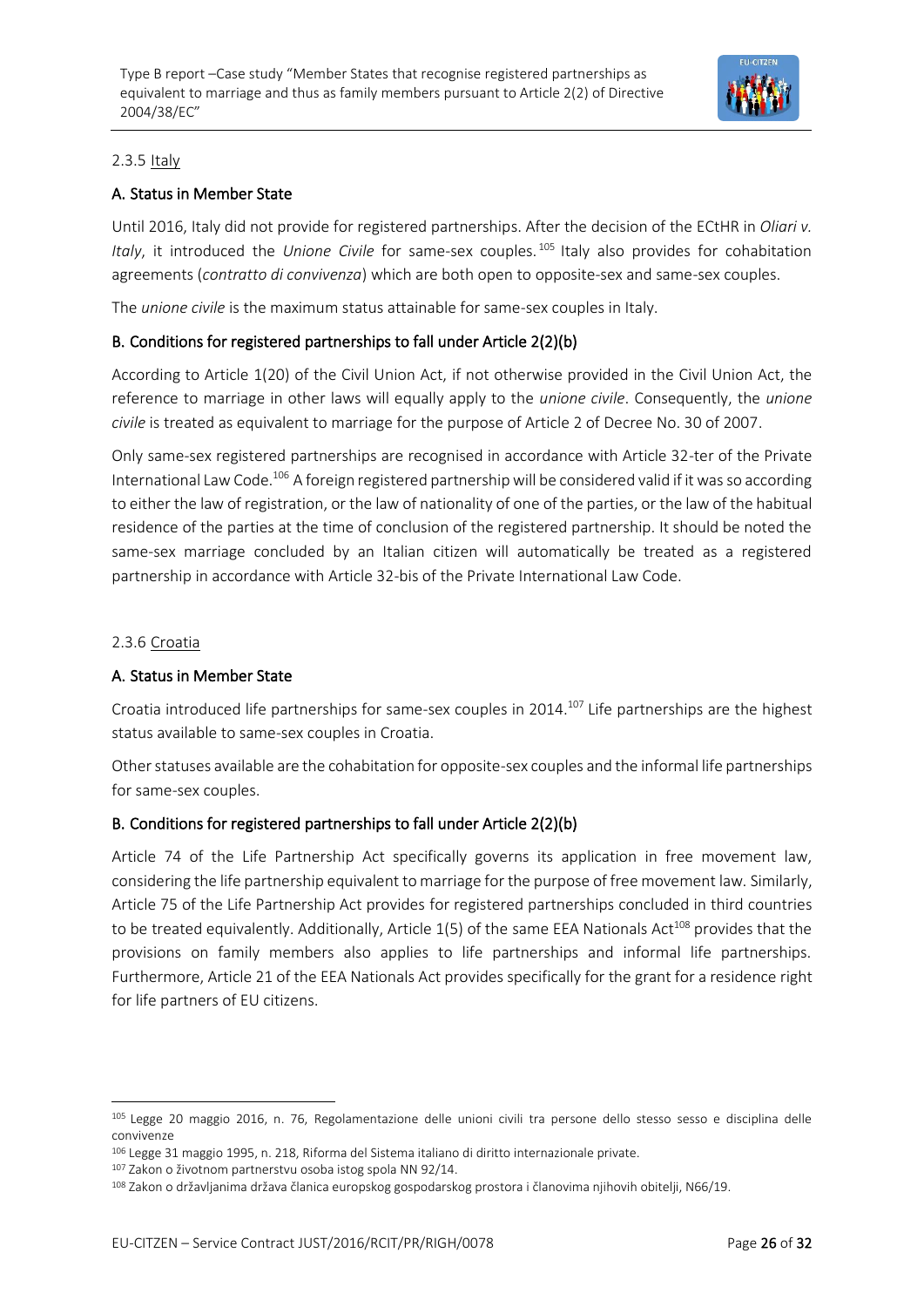### 2.3.5 Italy

#### A. Status in Member State

Until 2016, Italy did not provide for registered partnerships. After the decision of the ECtHR in *Oliari v. Italy*, it introduced the *Unione Civile* for same-sex couples.[105] Italy also provides for cohabitation agreements (*contratto di convivenza*) which are both open to opposite-sex and same-sex couples.

The *unione civile* is the maximum status attainable for same-sex couples in Italy.

#### B. Conditions for registered partnerships to fall under Article 2(2)(b)

According to Article 1(20) of the Civil Union Act, if not otherwise provided in the Civil Union Act, the reference to marriage in other laws will equally apply to the *unione civile*. Consequently, the *unione civile* is treated as equivalent to marriage for the purpose of Article 2 of Decree No. 30 of 2007.

Only same-sex registered partnerships are recognised in accordance with Article 32-ter of the Private International Law Code.[106] A foreign registered partnership will be considered valid if it was so according to either the law of registration, or the law of nationality of one of the parties, or the law of the habitual residence of the parties at the time of conclusion of the registered partnership. It should be noted the same-sex marriage concluded by an Italian citizen will automatically be treated as a registered partnership in accordance with Article 32-bis of the Private International Law Code.

### 2.3.6 Croatia

#### A. Status in Member State

Croatia introduced life partnerships for same-sex couples in 2014.[107] Life partnerships are the highest status available to same-sex couples in Croatia.

Other statuses available are the cohabitation for opposite-sex couples and the informal life partnerships for same-sex couples.

#### B. Conditions for registered partnerships to fall under Article 2(2)(b)

Article 74 of the Life Partnership Act specifically governs its application in free movement law, considering the life partnership equivalent to marriage for the purpose of free movement law. Similarly, Article 75 of the Life Partnership Act provides for registered partnerships concluded in third countries to be treated equivalently. Additionally, Article 1(5) of the same EEA Nationals Act[108] provides that the provisions on family members also applies to life partnerships and informal life partnerships. Furthermore, Article 21 of the EEA Nationals Act provides specifically for the grant for a residence right for life partners of EU citizens.

---

[105] Legge 20 maggio 2016, n. 76, Regolamentazione delle unioni civili tra persone dello stesso sesso e disciplina delle convivenze

[106] Legge 31 maggio 1995, n. 218, Riforma del Sistema italiano di diritto internazionale private.

[107] Zakon o životnom partnerstvu osoba istog spola NN 92/14.

[108] Zakon o državljanima država članica europskog gospodarskog prostora i članovima njihovih obitelji, N66/19.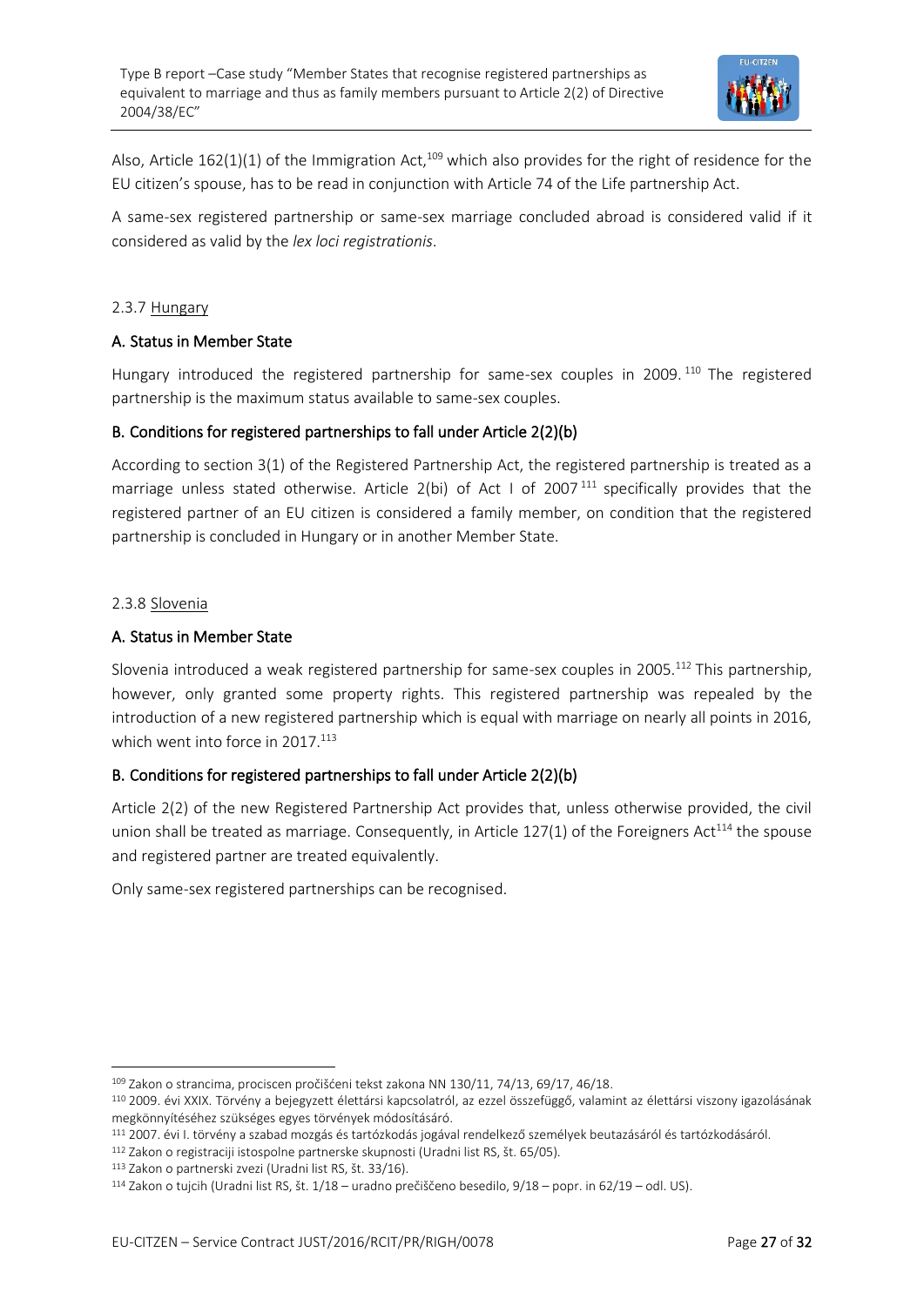Also, Article 162(1)(1) of the Immigration Act,[109] which also provides for the right of residence for the EU citizen's spouse, has to be read in conjunction with Article 74 of the Life partnership Act.

A same-sex registered partnership or same-sex marriage concluded abroad is considered valid if it considered as valid by the *lex loci registrationis*.

2.3.7 Hungary

### A. Status in Member State

Hungary introduced the registered partnership for same-sex couples in 2009.[110] The registered partnership is the maximum status available to same-sex couples.

### B. Conditions for registered partnerships to fall under Article 2(2)(b)

According to section 3(1) of the Registered Partnership Act, the registered partnership is treated as a marriage unless stated otherwise. Article 2(bi) of Act I of 2007[111] specifically provides that the registered partner of an EU citizen is considered a family member, on condition that the registered partnership is concluded in Hungary or in another Member State.

2.3.8 Slovenia

### A. Status in Member State

Slovenia introduced a weak registered partnership for same-sex couples in 2005.[112] This partnership, however, only granted some property rights. This registered partnership was repealed by the introduction of a new registered partnership which is equal with marriage on nearly all points in 2016, which went into force in 2017.[113]

### B. Conditions for registered partnerships to fall under Article 2(2)(b)

Article 2(2) of the new Registered Partnership Act provides that, unless otherwise provided, the civil union shall be treated as marriage. Consequently, in Article 127(1) of the Foreigners Act[114] the spouse and registered partner are treated equivalently.

Only same-sex registered partnerships can be recognised.

---

[109] Zakon o strancima, prociscen pročišćeni tekst zakona NN 130/11, 74/13, 69/17, 46/18.

[110] 2009. évi XXIX. Törvény a bejegyzett élettársi kapcsolatról, az ezzel összefüggő, valamint az élettársi viszony igazolásának megkönnyítéséhez szükséges egyes törvények módosításáró.

[111] 2007. évi I. törvény a szabad mozgás és tartózkodás jogával rendelkező személyek beutazásáról és tartózkodásáról.

[112] Zakon o registraciji istospolne partnerske skupnosti (Uradni list RS, št. 65/05).

[113] Zakon o partnerski zvezi (Uradni list RS, št. 33/16).

[114] Zakon o tujcih (Uradni list RS, št. 1/18 – uradno prečiščeno besedilo, 9/18 – popr. in 62/19 – odl. US).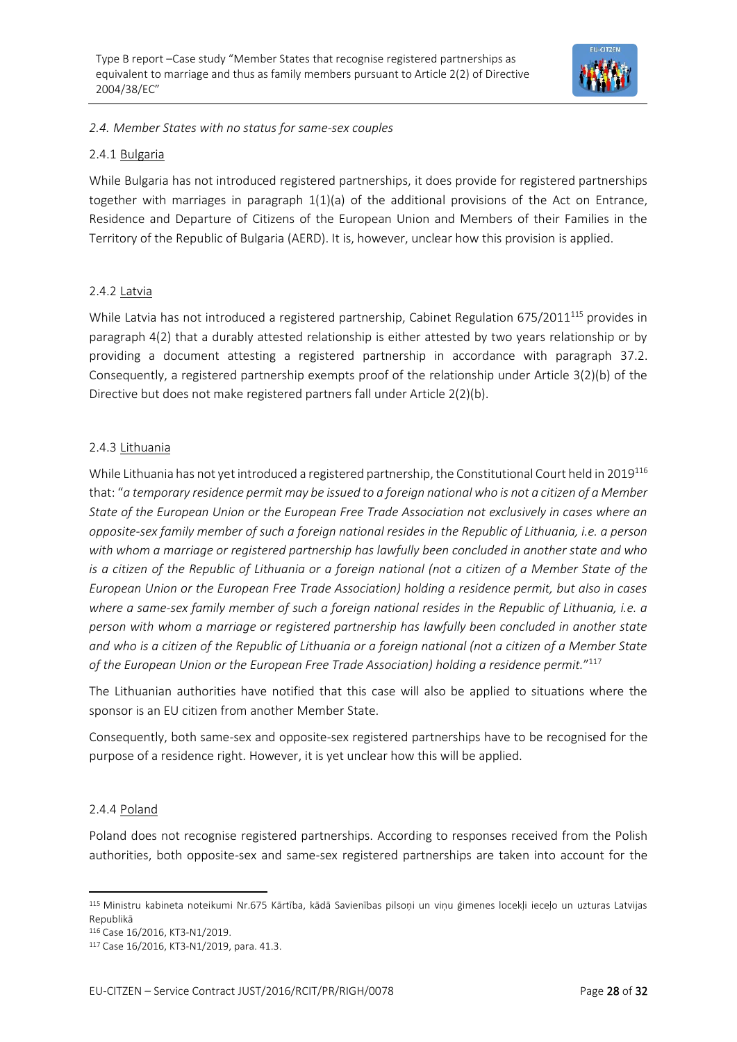*2.4. Member States with no status for same-sex couples*

2.4.1 Bulgaria

While Bulgaria has not introduced registered partnerships, it does provide for registered partnerships together with marriages in paragraph 1(1)(a) of the additional provisions of the Act on Entrance, Residence and Departure of Citizens of the European Union and Members of their Families in the Territory of the Republic of Bulgaria (AERD). It is, however, unclear how this provision is applied.

2.4.2 Latvia

While Latvia has not introduced a registered partnership, Cabinet Regulation 675/2011[115] provides in paragraph 4(2) that a durably attested relationship is either attested by two years relationship or by providing a document attesting a registered partnership in accordance with paragraph 37.2. Consequently, a registered partnership exempts proof of the relationship under Article 3(2)(b) of the Directive but does not make registered partners fall under Article 2(2)(b).

2.4.3 Lithuania

While Lithuania has not yet introduced a registered partnership, the Constitutional Court held in 2019[116] that: "*a temporary residence permit may be issued to a foreign national who is not a citizen of a Member State of the European Union or the European Free Trade Association not exclusively in cases where an opposite-sex family member of such a foreign national resides in the Republic of Lithuania, i.e. a person with whom a marriage or registered partnership has lawfully been concluded in another state and who is a citizen of the Republic of Lithuania or a foreign national (not a citizen of a Member State of the European Union or the European Free Trade Association) holding a residence permit, but also in cases where a same-sex family member of such a foreign national resides in the Republic of Lithuania, i.e. a person with whom a marriage or registered partnership has lawfully been concluded in another state and who is a citizen of the Republic of Lithuania or a foreign national (not a citizen of a Member State of the European Union or the European Free Trade Association) holding a residence permit.*"[117]

The Lithuanian authorities have notified that this case will also be applied to situations where the sponsor is an EU citizen from another Member State.

Consequently, both same-sex and opposite-sex registered partnerships have to be recognised for the purpose of a residence right. However, it is yet unclear how this will be applied.

2.4.4 Poland

Poland does not recognise registered partnerships. According to responses received from the Polish authorities, both opposite-sex and same-sex registered partnerships are taken into account for the

---

[115] Ministru kabineta noteikumi Nr.675 Kārtība, kādā Savienības pilsoņi un viņu ģimenes locekļi ieceļo un uzturas Latvijas Republikā

[116] Case 16/2016, KT3-N1/2019.

[117] Case 16/2016, KT3-N1/2019, para. 41.3.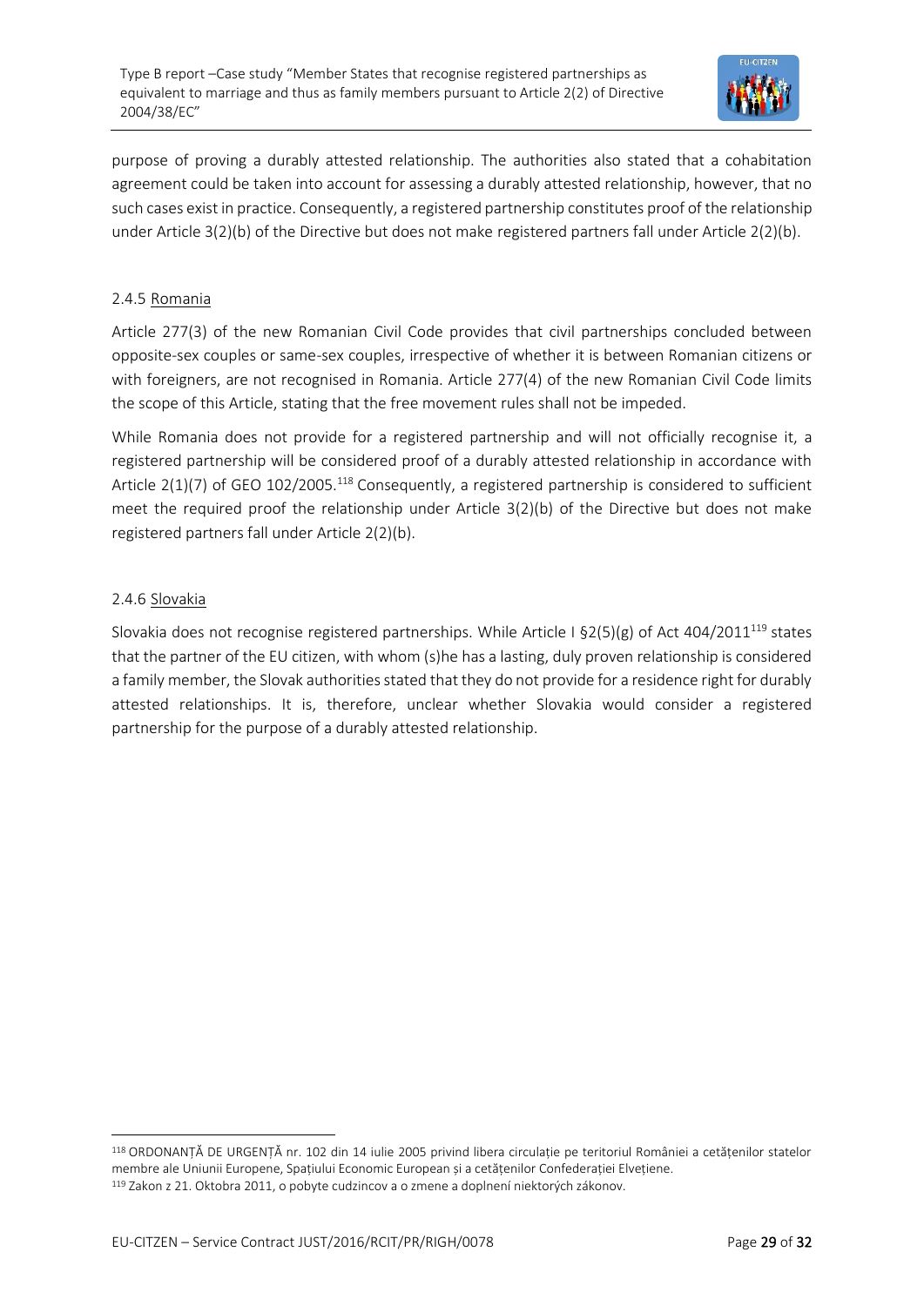purpose of proving a durably attested relationship. The authorities also stated that a cohabitation agreement could be taken into account for assessing a durably attested relationship, however, that no such cases exist in practice. Consequently, a registered partnership constitutes proof of the relationship under Article 3(2)(b) of the Directive but does not make registered partners fall under Article 2(2)(b).

### 2.4.5 Romania

Article 277(3) of the new Romanian Civil Code provides that civil partnerships concluded between opposite-sex couples or same-sex couples, irrespective of whether it is between Romanian citizens or with foreigners, are not recognised in Romania. Article 277(4) of the new Romanian Civil Code limits the scope of this Article, stating that the free movement rules shall not be impeded.

While Romania does not provide for a registered partnership and will not officially recognise it, a registered partnership will be considered proof of a durably attested relationship in accordance with Article 2(1)(7) of GEO 102/2005.[118] Consequently, a registered partnership is considered to sufficient meet the required proof the relationship under Article 3(2)(b) of the Directive but does not make registered partners fall under Article 2(2)(b).

### 2.4.6 Slovakia

Slovakia does not recognise registered partnerships. While Article I §2(5)(g) of Act 404/2011[119] states that the partner of the EU citizen, with whom (s)he has a lasting, duly proven relationship is considered a family member, the Slovak authorities stated that they do not provide for a residence right for durably attested relationships. It is, therefore, unclear whether Slovakia would consider a registered partnership for the purpose of a durably attested relationship.

---

[118] ORDONANȚĂ DE URGENȚĂ nr. 102 din 14 iulie 2005 privind libera circulație pe teritoriul României a cetățenilor statelor membre ale Uniunii Europene, Spațiului Economic European și a cetățenilor Confederației Elvețiene.

[119] Zakon z 21. Oktobra 2011, o pobyte cudzincov a o zmene a doplnení niektorých zákonov.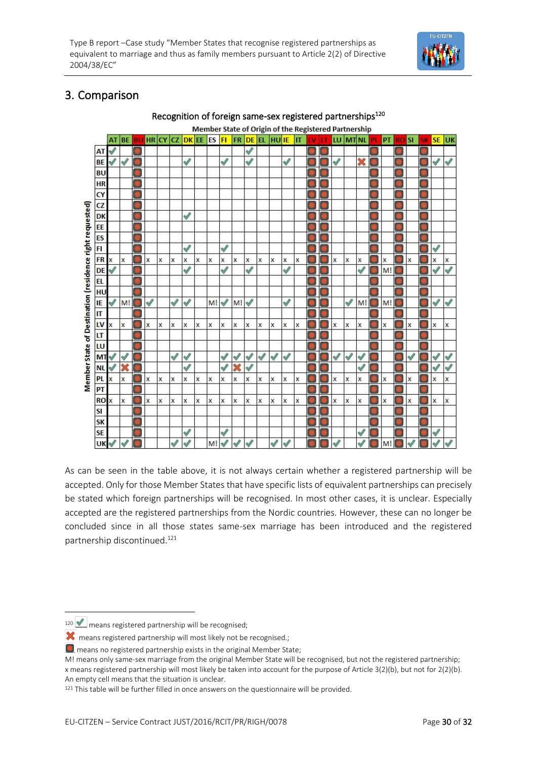## 3. Comparison

**Recognition of foreign same-sex registered partnerships[120]**

Member State of Origin of the Registered Partnership (columns); Member State of Destination (residence right requested) (rows)

| | AT | BE | BU | HR | CY | CZ | DK | EE | ES | FI | FR | DE | EL | HU | IE | IT | LV | LT | LU | MT | NL | PL | PT | RO | SI | SK | SE | UK |
|---|---|---|---|---|---|---|---|---|---|---|---|---|---|---|---|---|---|---|---|---|---|---|---|---|---|---|---|---|
| AT | ✔ | | ● | | | | | | | | | ✔ | | | | | ● | ● | | | | ● | | ● | | ● | | |
| BE | ✔ | ✔ | ● | | | | ✔ | | | ✔ | | ✔ | | | ✔ | | ● | ● | ✔ | | ✖ | ● | | ● | | ● | ✔ | ✔ |
| BU | | | ● | | | | | | | | | | | | | | ● | ● | | | | ● | | ● | | ● | | |
| HR | | | ● | | | | | | | | | | | | | | ● | ● | | | | ● | | ● | | ● | | |
| CY | | | ● | | | | | | | | | | | | | | ● | ● | | | | ● | | ● | | ● | | |
| CZ | | | ● | | | | | | | | | | | | | | ● | ● | | | | ● | | ● | | ● | | |
| DK | | | ● | | | | ✔ | | | | | | | | | | ● | ● | | | | ● | | ● | | ● | | |
| EE | | | ● | | | | | | | | | | | | | | ● | ● | | | | ● | | ● | | ● | | |
| ES | | | ● | | | | | | | | | | | | | | ● | ● | | | | ● | | ● | | ● | | |
| FI | | | ● | | | | ✔ | | | ✔ | | | | | | | ● | ● | | | | ● | | ● | | ● | ✔ | |
| FR | x | x | ● | x | x | x | x | x | x | x | x | x | x | x | x | x | ● | ● | x | x | x | ● | x | ● | x | ● | x | x |
| DE | ✔ | | ● | | | | ✔ | | | ✔ | | ✔ | | | ✔ | | ● | ● | | | ✔ | ● | M! | ● | | ● | ✔ | ✔ |
| EL | | | ● | | | | | | | | | | | | | | ● | ● | | | | ● | | ● | | ● | | |
| HU | | | ● | | | | | | | | | | | | | | ● | ● | | | | ● | | ● | | ● | | |
| IE | ✔ | M! | ● | ✔ | | ✔ | ✔ | | M! | ✔ | M! | ✔ | | | ✔ | | ● | ● | | ✔ | M! | ● | M! | ● | | ● | ✔ | ✔ |
| IT | | | ● | | | | | | | | | | | | | | ● | ● | | | | ● | | ● | | ● | | |
| LV | x | x | ● | x | x | x | x | x | x | x | x | x | x | x | x | x | ● | ● | x | x | x | ● | x | ● | x | ● | x | x |
| LT | | | ● | | | | | | | | | | | | | | ● | ● | | | | ● | | ● | | ● | | |
| LU | | | ● | | | | | | | | | | | | | | ● | ● | | | | ● | | ● | | ● | | |
| MT | ✔ | ✔ | ● | | | ✔ | ✔ | | | ✔ | ✔ | ✔ | ✔ | ✔ | ✔ | | ● | ● | ✔ | ✔ | ✔ | ● | | ● | ✔ | ● | ✔ | ✔ |
| NL | ✔ | ✖ | ● | | | | ✔ | | | ✔ | ✖ | ✔ | | | | | ● | ● | | | ✔ | ● | | ● | | ● | ✔ | ✔ |
| PL | x | x | ● | x | x | x | x | x | x | x | x | x | x | x | x | x | ● | ● | x | x | x | ● | x | ● | x | ● | x | x |
| PT | | | ● | | | | | | | | | | | | | | ● | ● | | | | ● | | ● | | ● | | |
| RO | x | x | ● | x | x | x | x | x | x | x | x | x | x | x | x | x | ● | ● | x | x | x | ● | x | ● | x | ● | x | x |
| SI | | | ● | | | | | | | | | | | | | | ● | ● | | | | ● | | ● | | ● | | |
| SK | | | ● | | | | | | | | | | | | | | ● | ● | | | | ● | | ● | | ● | | |
| SE | | | ● | | | | ✔ | | | ✔ | | | | | | | ● | ● | | | ✔ | ● | | ● | | ● | ✔ | |
| UK | ✔ | ✔ | ● | | | ✔ | ✔ | | M! | ✔ | ✔ | ✔ | | ✔ | ✔ | | ● | ● | ✔ | | ✔ | ● | M! | ● | ✔ | ● | ✔ | ✔ |

As can be seen in the table above, it is not always certain whether a registered partnership will be accepted. Only for those Member States that have specific lists of equivalent partnerships can precisely be stated which foreign partnerships will be recognised. In most other cases, it is unclear. Especially accepted are the registered partnerships from the Nordic countries. However, these can no longer be concluded since in all those states same-sex marriage has been introduced and the registered partnership discontinued.[121]

---

[120] ✔ means registered partnership will be recognised;
✖ means registered partnership will most likely not be recognised.;
● means no registered partnership exists in the original Member State;
M! means only same-sex marriage from the original Member State will be recognised, but not the registered partnership;
x means registered partnership will most likely be taken into account for the purpose of Article 3(2)(b), but not for 2(2)(b).
An empty cell means that the situation is unclear.

[121] This table will be further filled in once answers on the questionnaire will be provided.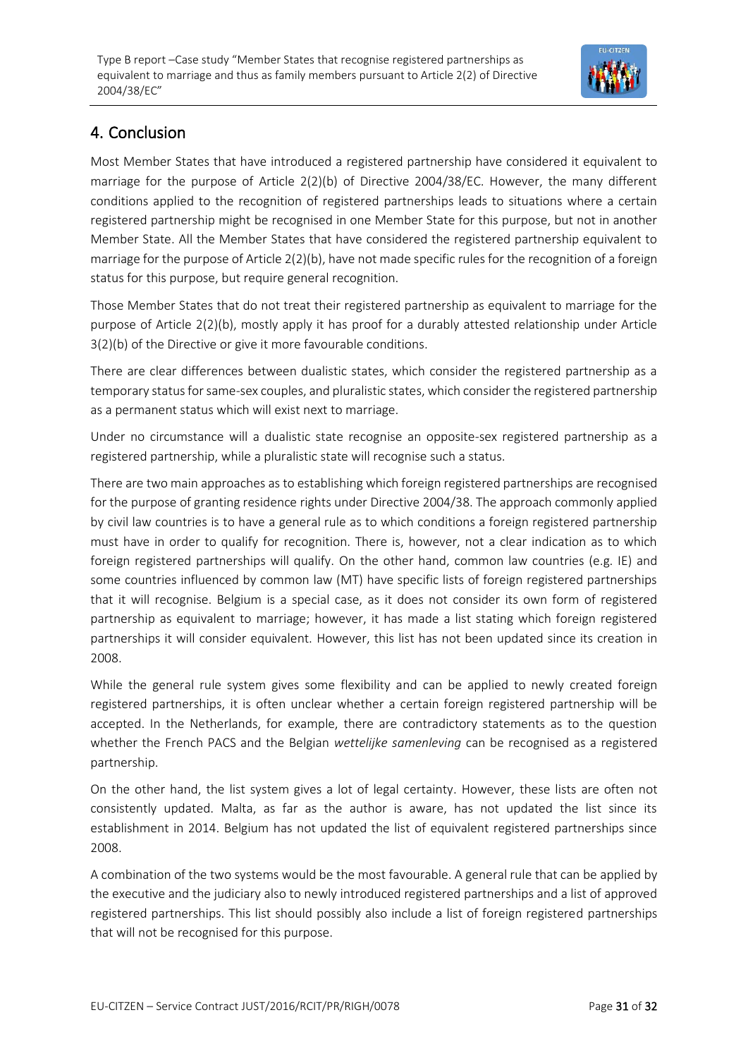## 4. Conclusion

Most Member States that have introduced a registered partnership have considered it equivalent to marriage for the purpose of Article 2(2)(b) of Directive 2004/38/EC. However, the many different conditions applied to the recognition of registered partnerships leads to situations where a certain registered partnership might be recognised in one Member State for this purpose, but not in another Member State. All the Member States that have considered the registered partnership equivalent to marriage for the purpose of Article 2(2)(b), have not made specific rules for the recognition of a foreign status for this purpose, but require general recognition.

Those Member States that do not treat their registered partnership as equivalent to marriage for the purpose of Article 2(2)(b), mostly apply it has proof for a durably attested relationship under Article 3(2)(b) of the Directive or give it more favourable conditions.

There are clear differences between dualistic states, which consider the registered partnership as a temporary status for same-sex couples, and pluralistic states, which consider the registered partnership as a permanent status which will exist next to marriage.

Under no circumstance will a dualistic state recognise an opposite-sex registered partnership as a registered partnership, while a pluralistic state will recognise such a status.

There are two main approaches as to establishing which foreign registered partnerships are recognised for the purpose of granting residence rights under Directive 2004/38. The approach commonly applied by civil law countries is to have a general rule as to which conditions a foreign registered partnership must have in order to qualify for recognition. There is, however, not a clear indication as to which foreign registered partnerships will qualify. On the other hand, common law countries (e.g. IE) and some countries influenced by common law (MT) have specific lists of foreign registered partnerships that it will recognise. Belgium is a special case, as it does not consider its own form of registered partnership as equivalent to marriage; however, it has made a list stating which foreign registered partnerships it will consider equivalent. However, this list has not been updated since its creation in 2008.

While the general rule system gives some flexibility and can be applied to newly created foreign registered partnerships, it is often unclear whether a certain foreign registered partnership will be accepted. In the Netherlands, for example, there are contradictory statements as to the question whether the French PACS and the Belgian *wettelijke samenleving* can be recognised as a registered partnership.

On the other hand, the list system gives a lot of legal certainty. However, these lists are often not consistently updated. Malta, as far as the author is aware, has not updated the list since its establishment in 2014. Belgium has not updated the list of equivalent registered partnerships since 2008.

A combination of the two systems would be the most favourable. A general rule that can be applied by the executive and the judiciary also to newly introduced registered partnerships and a list of approved registered partnerships. This list should possibly also include a list of foreign registered partnerships that will not be recognised for this purpose.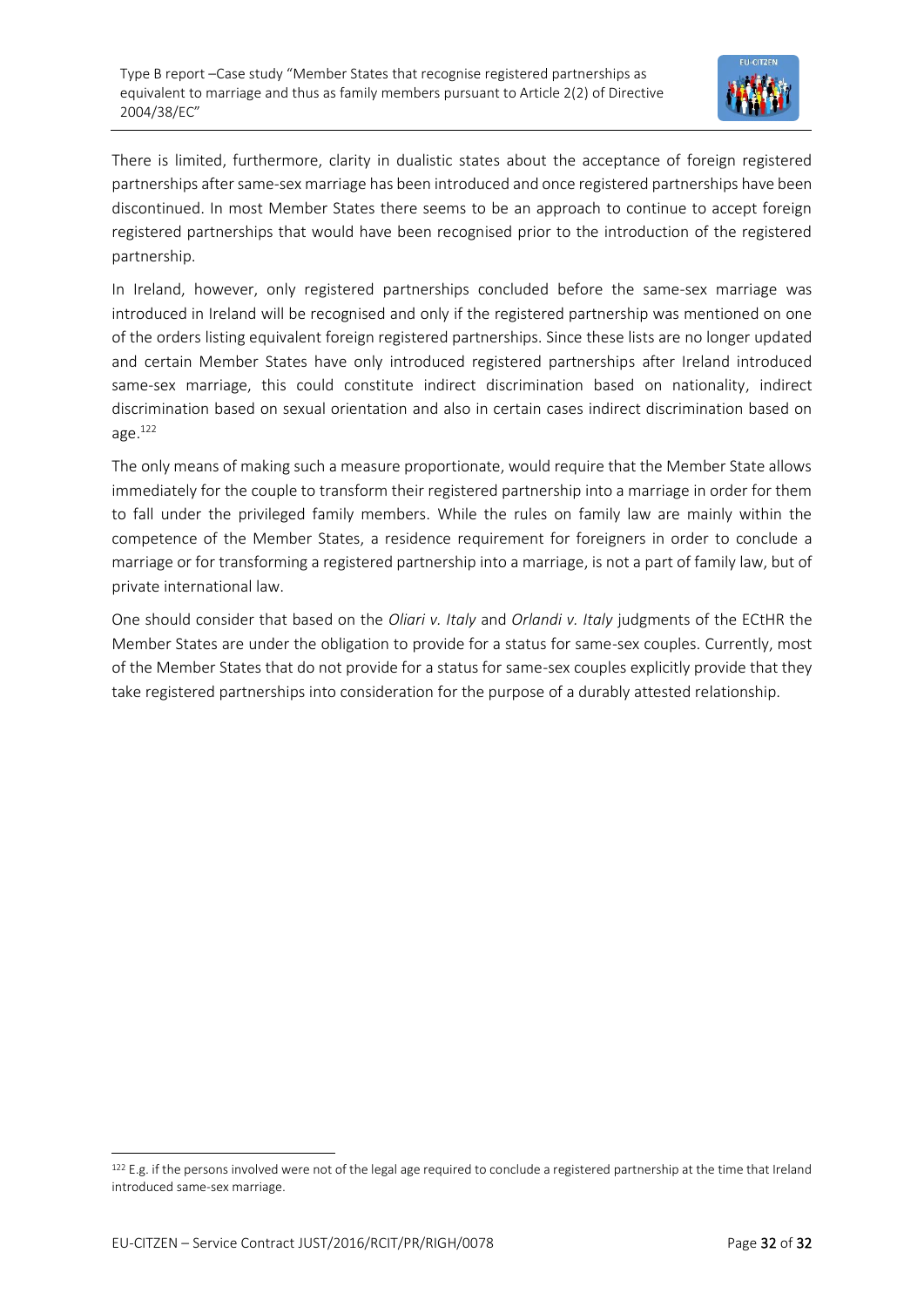There is limited, furthermore, clarity in dualistic states about the acceptance of foreign registered partnerships after same-sex marriage has been introduced and once registered partnerships have been discontinued. In most Member States there seems to be an approach to continue to accept foreign registered partnerships that would have been recognised prior to the introduction of the registered partnership.

In Ireland, however, only registered partnerships concluded before the same-sex marriage was introduced in Ireland will be recognised and only if the registered partnership was mentioned on one of the orders listing equivalent foreign registered partnerships. Since these lists are no longer updated and certain Member States have only introduced registered partnerships after Ireland introduced same-sex marriage, this could constitute indirect discrimination based on nationality, indirect discrimination based on sexual orientation and also in certain cases indirect discrimination based on age.[122]

The only means of making such a measure proportionate, would require that the Member State allows immediately for the couple to transform their registered partnership into a marriage in order for them to fall under the privileged family members. While the rules on family law are mainly within the competence of the Member States, a residence requirement for foreigners in order to conclude a marriage or for transforming a registered partnership into a marriage, is not a part of family law, but of private international law.

One should consider that based on the *Oliari v. Italy* and *Orlandi v. Italy* judgments of the ECtHR the Member States are under the obligation to provide for a status for same-sex couples. Currently, most of the Member States that do not provide for a status for same-sex couples explicitly provide that they take registered partnerships into consideration for the purpose of a durably attested relationship.

[122] E.g. if the persons involved were not of the legal age required to conclude a registered partnership at the time that Ireland introduced same-sex marriage.